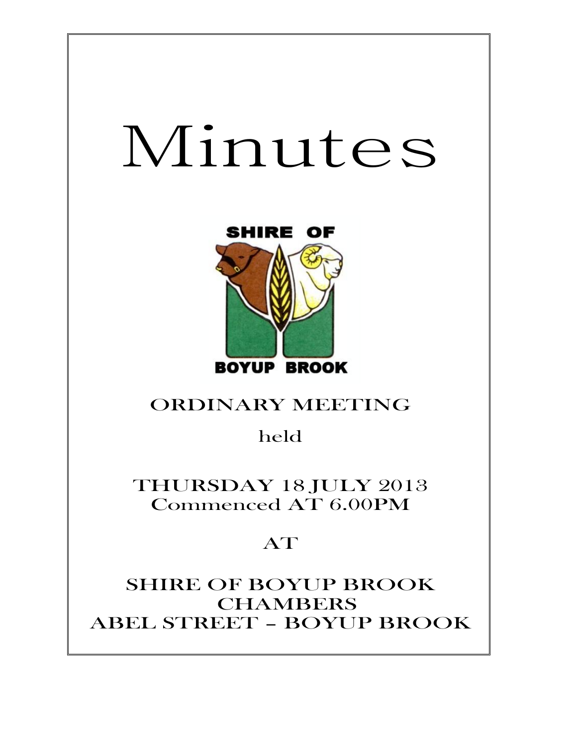# Minutes

SHIRE OF

BOYUP BROOK

ORDINARY MEETING

held

THURSDAY 18 JULY 2013
Commenced AT 6.00PM

AT

SHIRE OF BOYUP BROOK
CHAMBERS
ABEL STREET – BOYUP BROOK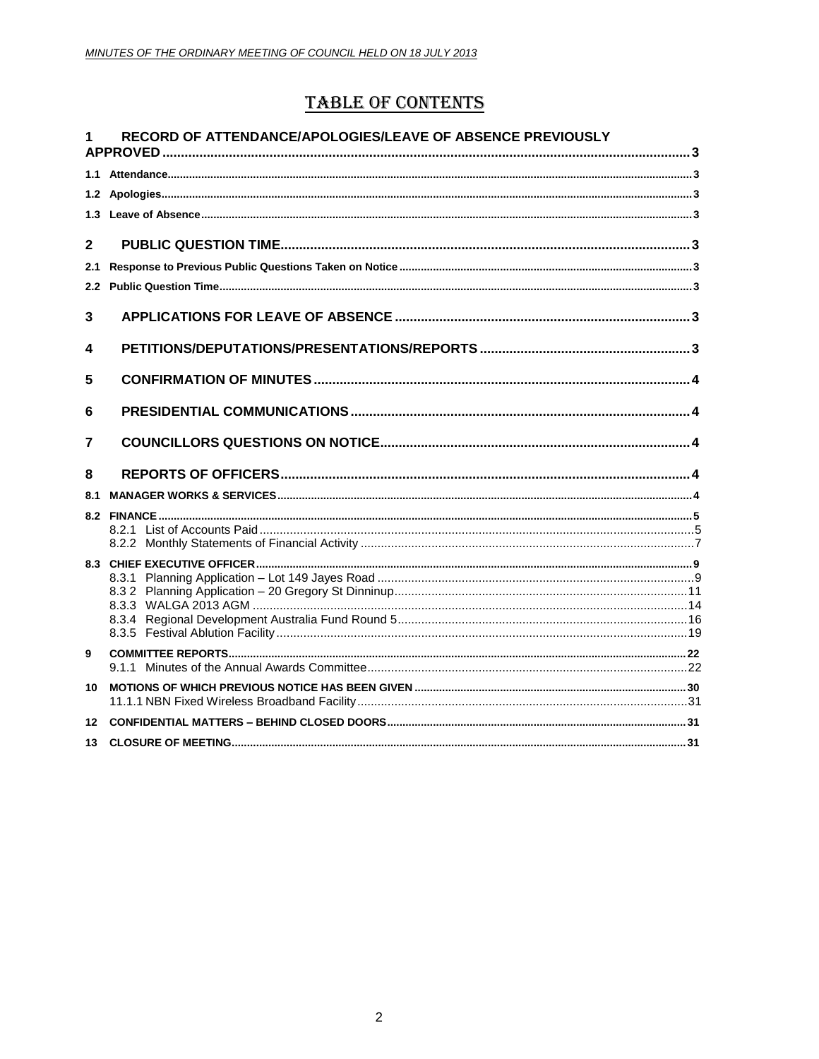# TABLE OF CONTENTS

1 RECORD OF ATTENDANCE/APOLOGIES/LEAVE OF ABSENCE PREVIOUSLY APPROVED ..... 3

1.1 Attendance ..... 3

1.2 Apologies ..... 3

1.3 Leave of Absence ..... 3

2 PUBLIC QUESTION TIME ..... 3

2.1 Response to Previous Public Questions Taken on Notice ..... 3

2.2 Public Question Time ..... 3

3 APPLICATIONS FOR LEAVE OF ABSENCE ..... 3

4 PETITIONS/DEPUTATIONS/PRESENTATIONS/REPORTS ..... 3

5 CONFIRMATION OF MINUTES ..... 4

6 PRESIDENTIAL COMMUNICATIONS ..... 4

7 COUNCILLORS QUESTIONS ON NOTICE ..... 4

8 REPORTS OF OFFICERS ..... 4

8.1 MANAGER WORKS & SERVICES ..... 4

8.2 FINANCE ..... 5
- 8.2.1 List of Accounts Paid ..... 5
- 8.2.2 Monthly Statements of Financial Activity ..... 7

8.3 CHIEF EXECUTIVE OFFICER ..... 9
- 8.3.1 Planning Application – Lot 149 Jayes Road ..... 9
- 8.3 2 Planning Application – 20 Gregory St Dinninup ..... 11
- 8.3.3 WALGA 2013 AGM ..... 14
- 8.3.4 Regional Development Australia Fund Round 5 ..... 16
- 8.3.5 Festival Ablution Facility ..... 19

9 COMMITTEE REPORTS ..... 22
- 9.1.1 Minutes of the Annual Awards Committee ..... 22

10 MOTIONS OF WHICH PREVIOUS NOTICE HAS BEEN GIVEN ..... 30
- 11.1.1 NBN Fixed Wireless Broadband Facility ..... 31

12 CONFIDENTIAL MATTERS – BEHIND CLOSED DOORS ..... 31

13 CLOSURE OF MEETING ..... 31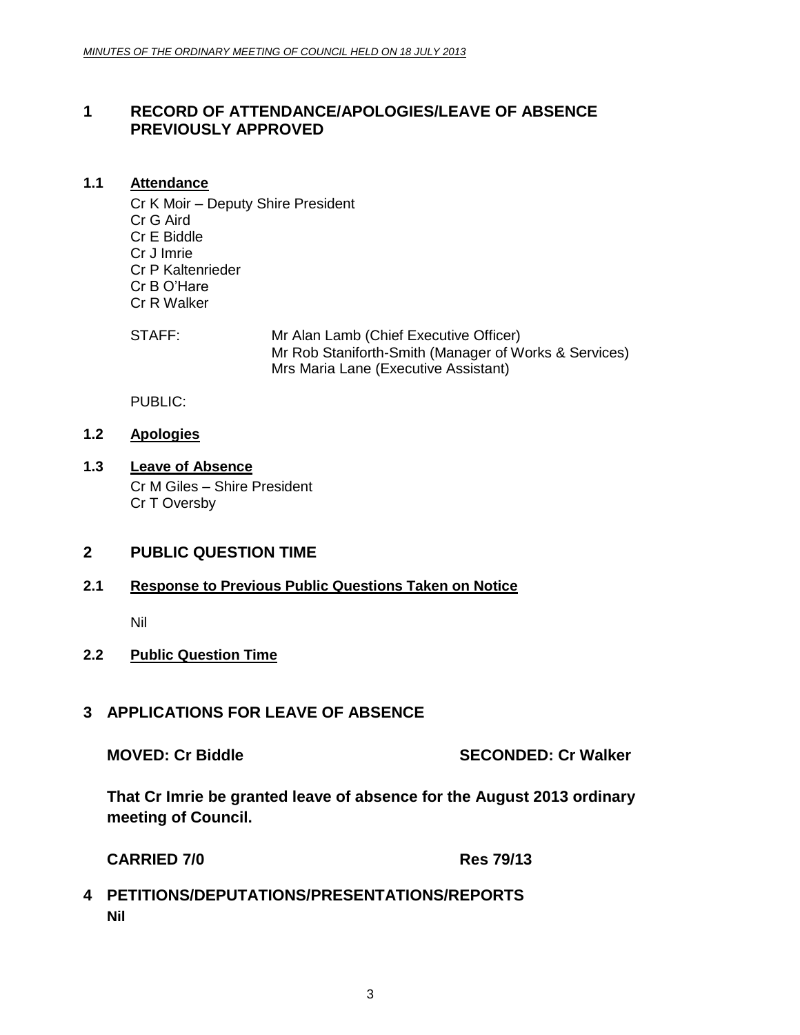# 1 RECORD OF ATTENDANCE/APOLOGIES/LEAVE OF ABSENCE PREVIOUSLY APPROVED

## 1.1 Attendance

Cr K Moir – Deputy Shire President
Cr G Aird
Cr E Biddle
Cr J Imrie
Cr P Kaltenrieder
Cr B O'Hare
Cr R Walker

STAFF: Mr Alan Lamb (Chief Executive Officer)
Mr Rob Staniforth-Smith (Manager of Works & Services)
Mrs Maria Lane (Executive Assistant)

PUBLIC:

## 1.2 Apologies

## 1.3 Leave of Absence

Cr M Giles – Shire President
Cr T Oversby

# 2 PUBLIC QUESTION TIME

## 2.1 Response to Previous Public Questions Taken on Notice

Nil

## 2.2 Public Question Time

# 3 APPLICATIONS FOR LEAVE OF ABSENCE

**MOVED: Cr Biddle SECONDED: Cr Walker**

**That Cr Imrie be granted leave of absence for the August 2013 ordinary meeting of Council.**

**CARRIED 7/0 Res 79/13**

# 4 PETITIONS/DEPUTATIONS/PRESENTATIONS/REPORTS

**Nil**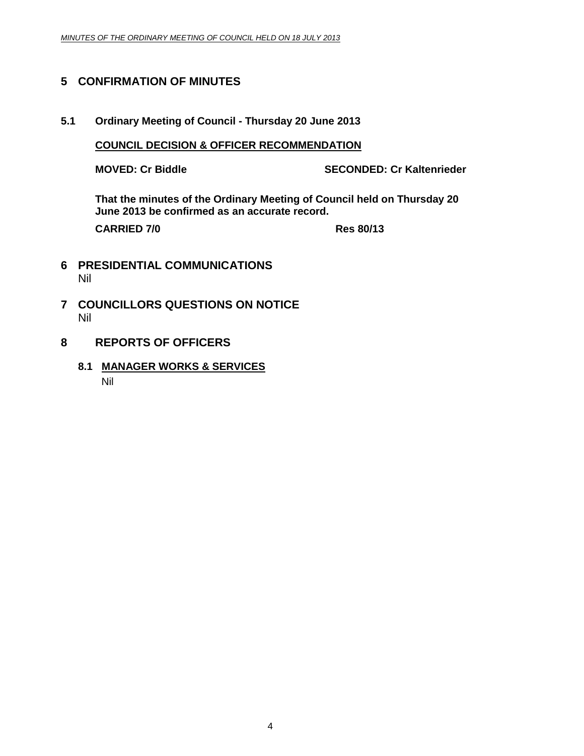# 5 CONFIRMATION OF MINUTES

## 5.1 Ordinary Meeting of Council - Thursday 20 June 2013

**COUNCIL DECISION & OFFICER RECOMMENDATION**

**MOVED: Cr Biddle** **SECONDED: Cr Kaltenrieder**

**That the minutes of the Ordinary Meeting of Council held on Thursday 20 June 2013 be confirmed as an accurate record.**

**CARRIED 7/0** **Res 80/13**

# 6 PRESIDENTIAL COMMUNICATIONS

Nil

# 7 COUNCILLORS QUESTIONS ON NOTICE

Nil

# 8 REPORTS OF OFFICERS

## 8.1 MANAGER WORKS & SERVICES

Nil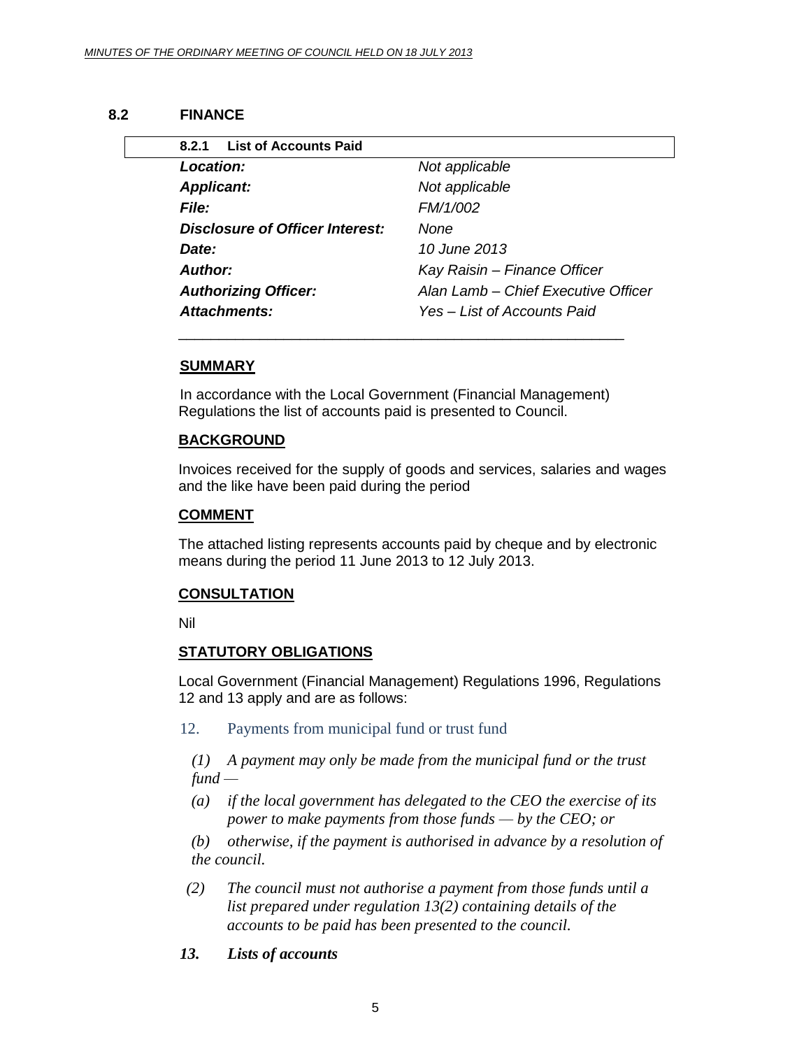## 8.2 FINANCE

### 8.2.1 List of Accounts Paid

| | |
|---|---|
| ***Location:*** | *Not applicable* |
| ***Applicant:*** | *Not applicable* |
| ***File:*** | *FM/1/002* |
| ***Disclosure of Officer Interest:*** | *None* |
| ***Date:*** | *10 June 2013* |
| ***Author:*** | *Kay Raisin – Finance Officer* |
| ***Authorizing Officer:*** | *Alan Lamb – Chief Executive Officer* |
| ***Attachments:*** | *Yes – List of Accounts Paid* |

**SUMMARY**

In accordance with the Local Government (Financial Management) Regulations the list of accounts paid is presented to Council.

**BACKGROUND**

Invoices received for the supply of goods and services, salaries and wages and the like have been paid during the period

**COMMENT**

The attached listing represents accounts paid by cheque and by electronic means during the period 11 June 2013 to 12 July 2013.

**CONSULTATION**

Nil

**STATUTORY OBLIGATIONS**

Local Government (Financial Management) Regulations 1996, Regulations 12 and 13 apply and are as follows:

12. Payments from municipal fund or trust fund

*(1) A payment may only be made from the municipal fund or the trust fund —*

*(a) if the local government has delegated to the CEO the exercise of its power to make payments from those funds — by the CEO; or*

*(b) otherwise, if the payment is authorised in advance by a resolution of the council.*

*(2) The council must not authorise a payment from those funds until a list prepared under regulation 13(2) containing details of the accounts to be paid has been presented to the council.*

***13. Lists of accounts***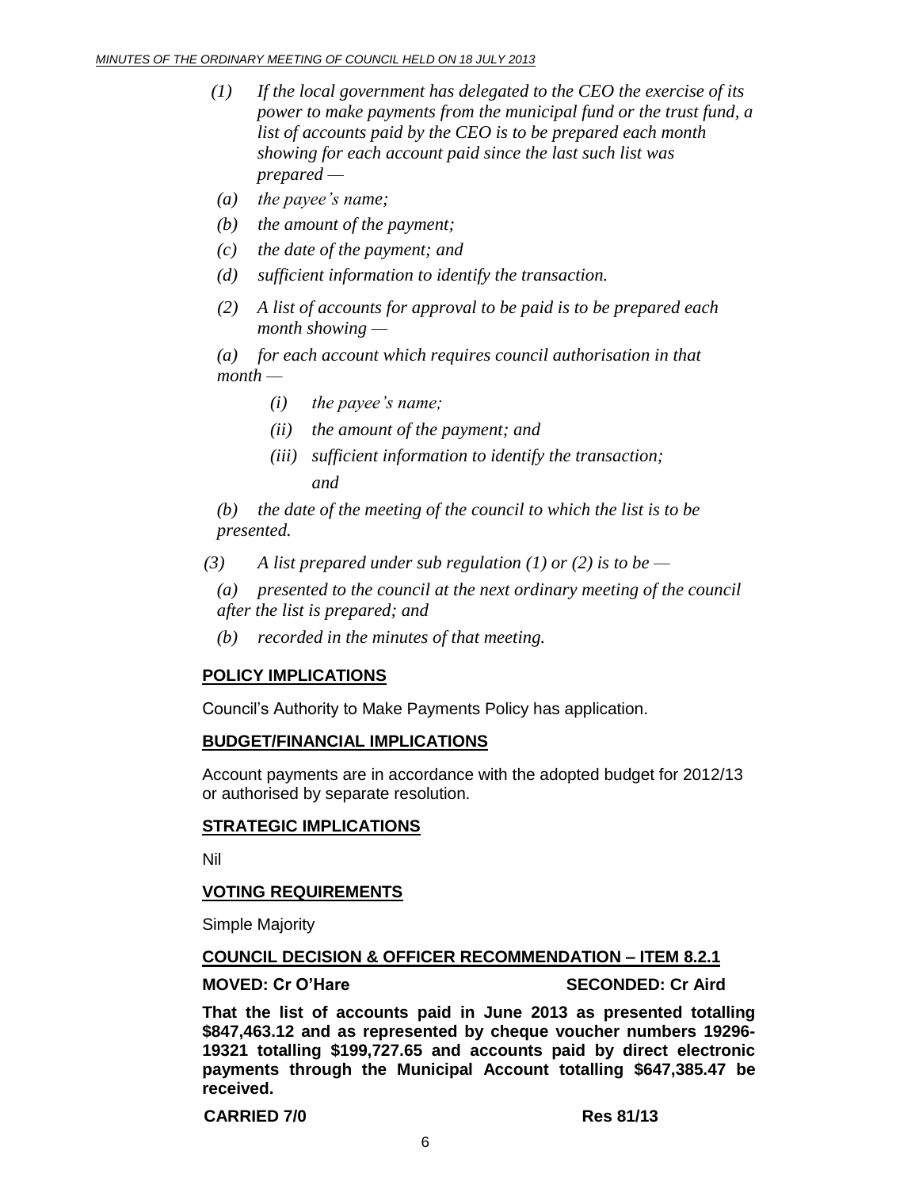*(1) If the local government has delegated to the CEO the exercise of its power to make payments from the municipal fund or the trust fund, a list of accounts paid by the CEO is to be prepared each month showing for each account paid since the last such list was prepared —*

*(a) the payee's name;*

*(b) the amount of the payment;*

*(c) the date of the payment; and*

*(d) sufficient information to identify the transaction.*

*(2) A list of accounts for approval to be paid is to be prepared each month showing —*

*(a) for each account which requires council authorisation in that month —*

*(i) the payee's name;*

*(ii) the amount of the payment; and*

*(iii) sufficient information to identify the transaction; and*

*(b) the date of the meeting of the council to which the list is to be presented.*

*(3) A list prepared under sub regulation (1) or (2) is to be —*

*(a) presented to the council at the next ordinary meeting of the council after the list is prepared; and*

*(b) recorded in the minutes of that meeting.*

## POLICY IMPLICATIONS

Council's Authority to Make Payments Policy has application.

## BUDGET/FINANCIAL IMPLICATIONS

Account payments are in accordance with the adopted budget for 2012/13 or authorised by separate resolution.

## STRATEGIC IMPLICATIONS

Nil

## VOTING REQUIREMENTS

Simple Majority

## COUNCIL DECISION & OFFICER RECOMMENDATION – ITEM 8.2.1

**MOVED: Cr O'Hare** **SECONDED: Cr Aird**

**That the list of accounts paid in June 2013 as presented totalling $847,463.12 and as represented by cheque voucher numbers 19296-19321 totalling $199,727.65 and accounts paid by direct electronic payments through the Municipal Account totalling $647,385.47 be received.**

**CARRIED 7/0** **Res 81/13**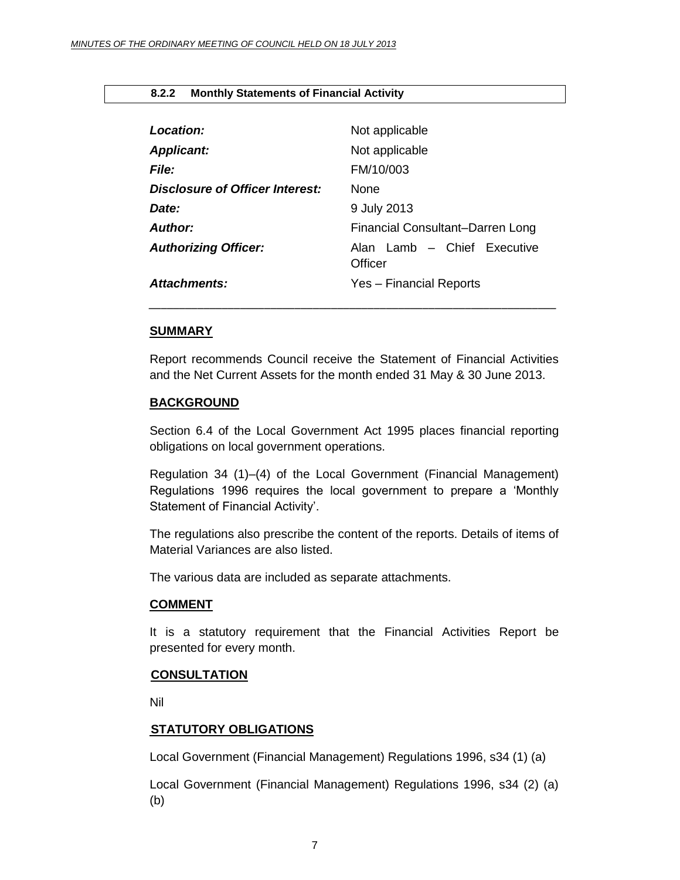### 8.2.2 Monthly Statements of Financial Activity

| | |
|---|---|
| ***Location:*** | Not applicable |
| ***Applicant:*** | Not applicable |
| ***File:*** | FM/10/003 |
| ***Disclosure of Officer Interest:*** | None |
| ***Date:*** | 9 July 2013 |
| ***Author:*** | Financial Consultant–Darren Long |
| ***Authorizing Officer:*** | Alan Lamb – Chief Executive Officer |
| ***Attachments:*** | Yes – Financial Reports |

---

**SUMMARY**

Report recommends Council receive the Statement of Financial Activities and the Net Current Assets for the month ended 31 May & 30 June 2013.

**BACKGROUND**

Section 6.4 of the Local Government Act 1995 places financial reporting obligations on local government operations.

Regulation 34 (1)–(4) of the Local Government (Financial Management) Regulations 1996 requires the local government to prepare a 'Monthly Statement of Financial Activity'.

The regulations also prescribe the content of the reports. Details of items of Material Variances are also listed.

The various data are included as separate attachments.

**COMMENT**

It is a statutory requirement that the Financial Activities Report be presented for every month.

**CONSULTATION**

Nil

**STATUTORY OBLIGATIONS**

Local Government (Financial Management) Regulations 1996, s34 (1) (a)

Local Government (Financial Management) Regulations 1996, s34 (2) (a) (b)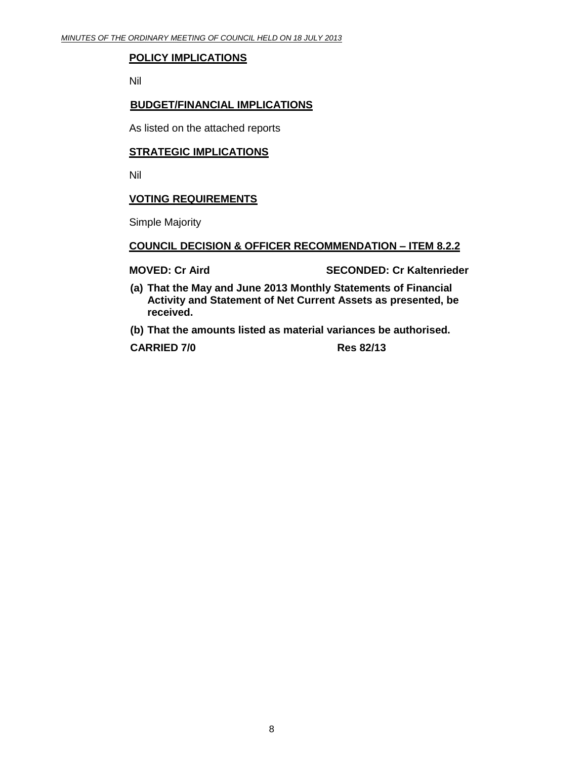## POLICY IMPLICATIONS

Nil

## BUDGET/FINANCIAL IMPLICATIONS

As listed on the attached reports

## STRATEGIC IMPLICATIONS

Nil

## VOTING REQUIREMENTS

Simple Majority

## COUNCIL DECISION & OFFICER RECOMMENDATION – ITEM 8.2.2

**MOVED: Cr Aird** **SECONDED: Cr Kaltenrieder**

**(a) That the May and June 2013 Monthly Statements of Financial Activity and Statement of Net Current Assets as presented, be received.**

**(b) That the amounts listed as material variances be authorised.**

**CARRIED 7/0** **Res 82/13**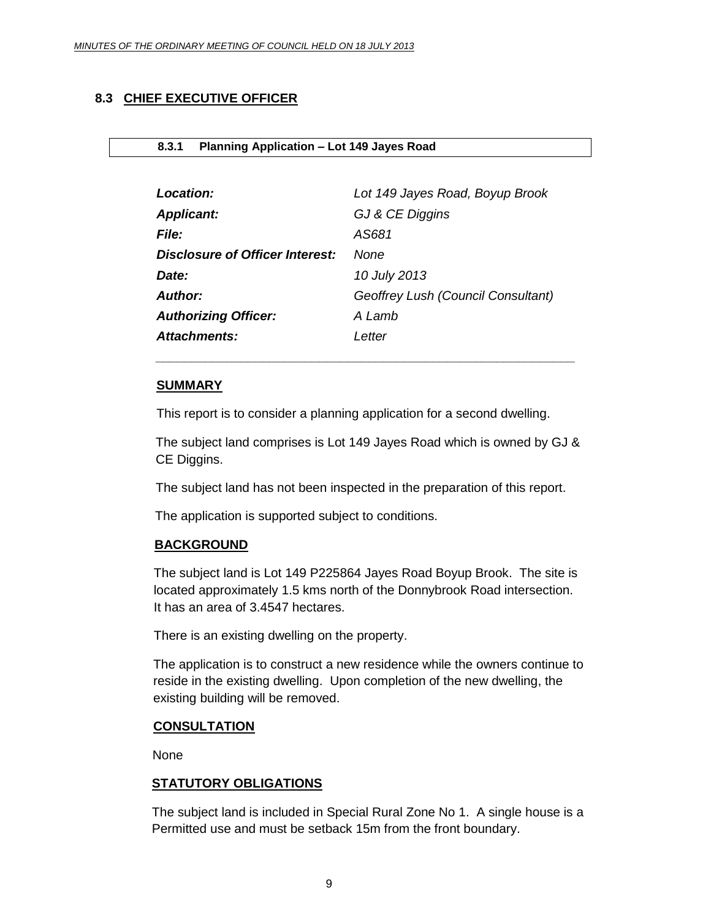## 8.3 CHIEF EXECUTIVE OFFICER

### 8.3.1 Planning Application – Lot 149 Jayes Road

| | |
|---|---|
| ***Location:*** | *Lot 149 Jayes Road, Boyup Brook* |
| ***Applicant:*** | *GJ & CE Diggins* |
| ***File:*** | *AS681* |
| ***Disclosure of Officer Interest:*** | *None* |
| ***Date:*** | *10 July 2013* |
| ***Author:*** | *Geoffrey Lush (Council Consultant)* |
| ***Authorizing Officer:*** | *A Lamb* |
| ***Attachments:*** | *Letter* |

**SUMMARY**

This report is to consider a planning application for a second dwelling.

The subject land comprises is Lot 149 Jayes Road which is owned by GJ & CE Diggins.

The subject land has not been inspected in the preparation of this report.

The application is supported subject to conditions.

**BACKGROUND**

The subject land is Lot 149 P225864 Jayes Road Boyup Brook. The site is located approximately 1.5 kms north of the Donnybrook Road intersection. It has an area of 3.4547 hectares.

There is an existing dwelling on the property.

The application is to construct a new residence while the owners continue to reside in the existing dwelling. Upon completion of the new dwelling, the existing building will be removed.

**CONSULTATION**

None

**STATUTORY OBLIGATIONS**

The subject land is included in Special Rural Zone No 1. A single house is a Permitted use and must be setback 15m from the front boundary.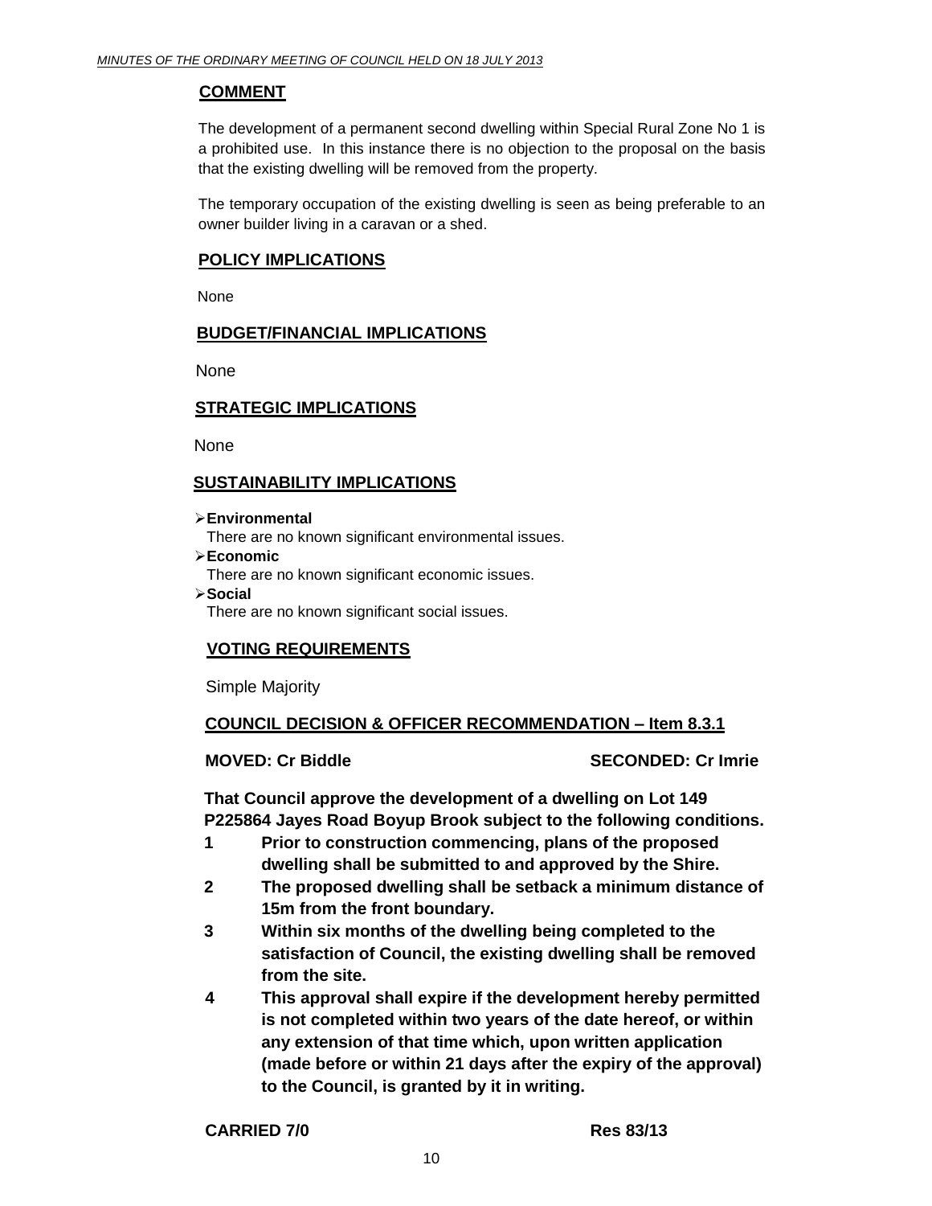## COMMENT

The development of a permanent second dwelling within Special Rural Zone No 1 is a prohibited use. In this instance there is no objection to the proposal on the basis that the existing dwelling will be removed from the property.

The temporary occupation of the existing dwelling is seen as being preferable to an owner builder living in a caravan or a shed.

## POLICY IMPLICATIONS

None

## BUDGET/FINANCIAL IMPLICATIONS

None

## STRATEGIC IMPLICATIONS

None

## SUSTAINABILITY IMPLICATIONS

- **Environmental**
  There are no known significant environmental issues.
- **Economic**
  There are no known significant economic issues.
- **Social**
  There are no known significant social issues.

## VOTING REQUIREMENTS

Simple Majority

## COUNCIL DECISION & OFFICER RECOMMENDATION – Item 8.3.1

**MOVED: Cr Biddle** **SECONDED: Cr Imrie**

**That Council approve the development of a dwelling on Lot 149 P225864 Jayes Road Boyup Brook subject to the following conditions.**

1. **Prior to construction commencing, plans of the proposed dwelling shall be submitted to and approved by the Shire.**
2. **The proposed dwelling shall be setback a minimum distance of 15m from the front boundary.**
3. **Within six months of the dwelling being completed to the satisfaction of Council, the existing dwelling shall be removed from the site.**
4. **This approval shall expire if the development hereby permitted is not completed within two years of the date hereof, or within any extension of that time which, upon written application (made before or within 21 days after the expiry of the approval) to the Council, is granted by it in writing.**

**CARRIED 7/0** **Res 83/13**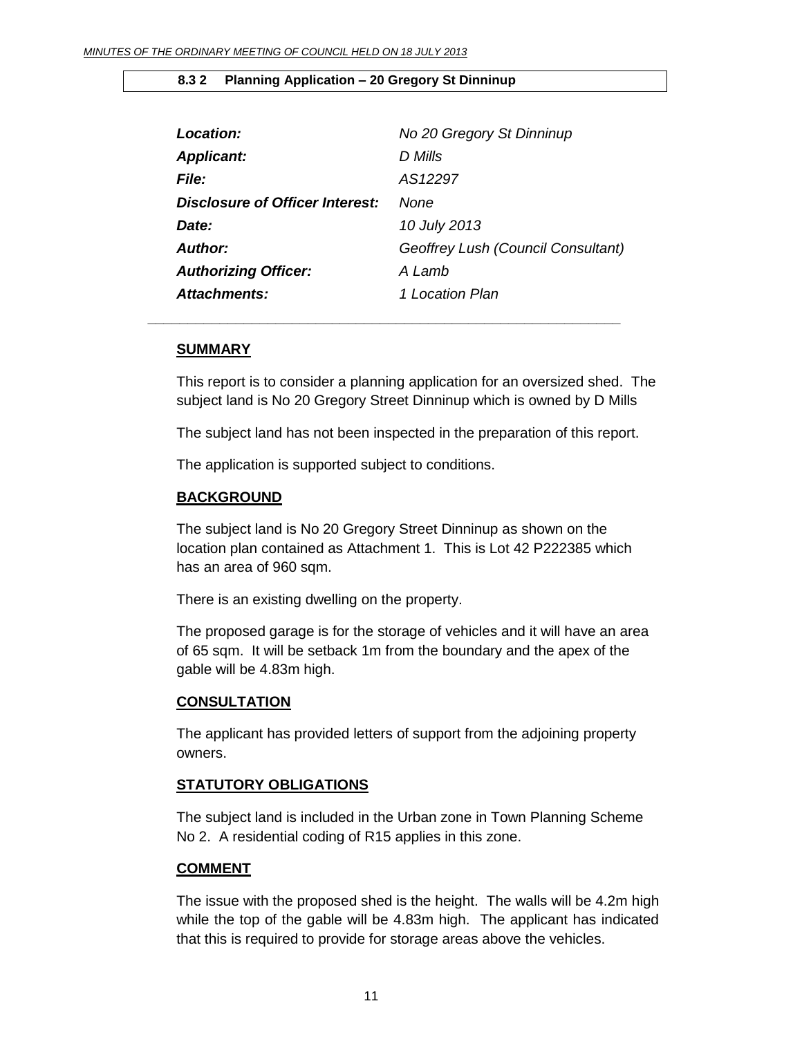#### 8.3 2 Planning Application – 20 Gregory St Dinninup

| | |
|---|---|
| ***Location:*** | *No 20 Gregory St Dinninup* |
| ***Applicant:*** | *D Mills* |
| ***File:*** | *AS12297* |
| ***Disclosure of Officer Interest:*** | *None* |
| ***Date:*** | *10 July 2013* |
| ***Author:*** | *Geoffrey Lush (Council Consultant)* |
| ***Authorizing Officer:*** | *A Lamb* |
| ***Attachments:*** | *1 Location Plan* |

---

## SUMMARY

This report is to consider a planning application for an oversized shed. The subject land is No 20 Gregory Street Dinninup which is owned by D Mills

The subject land has not been inspected in the preparation of this report.

The application is supported subject to conditions.

## BACKGROUND

The subject land is No 20 Gregory Street Dinninup as shown on the location plan contained as Attachment 1. This is Lot 42 P222385 which has an area of 960 sqm.

There is an existing dwelling on the property.

The proposed garage is for the storage of vehicles and it will have an area of 65 sqm. It will be setback 1m from the boundary and the apex of the gable will be 4.83m high.

## CONSULTATION

The applicant has provided letters of support from the adjoining property owners.

## STATUTORY OBLIGATIONS

The subject land is included in the Urban zone in Town Planning Scheme No 2. A residential coding of R15 applies in this zone.

## COMMENT

The issue with the proposed shed is the height. The walls will be 4.2m high while the top of the gable will be 4.83m high. The applicant has indicated that this is required to provide for storage areas above the vehicles.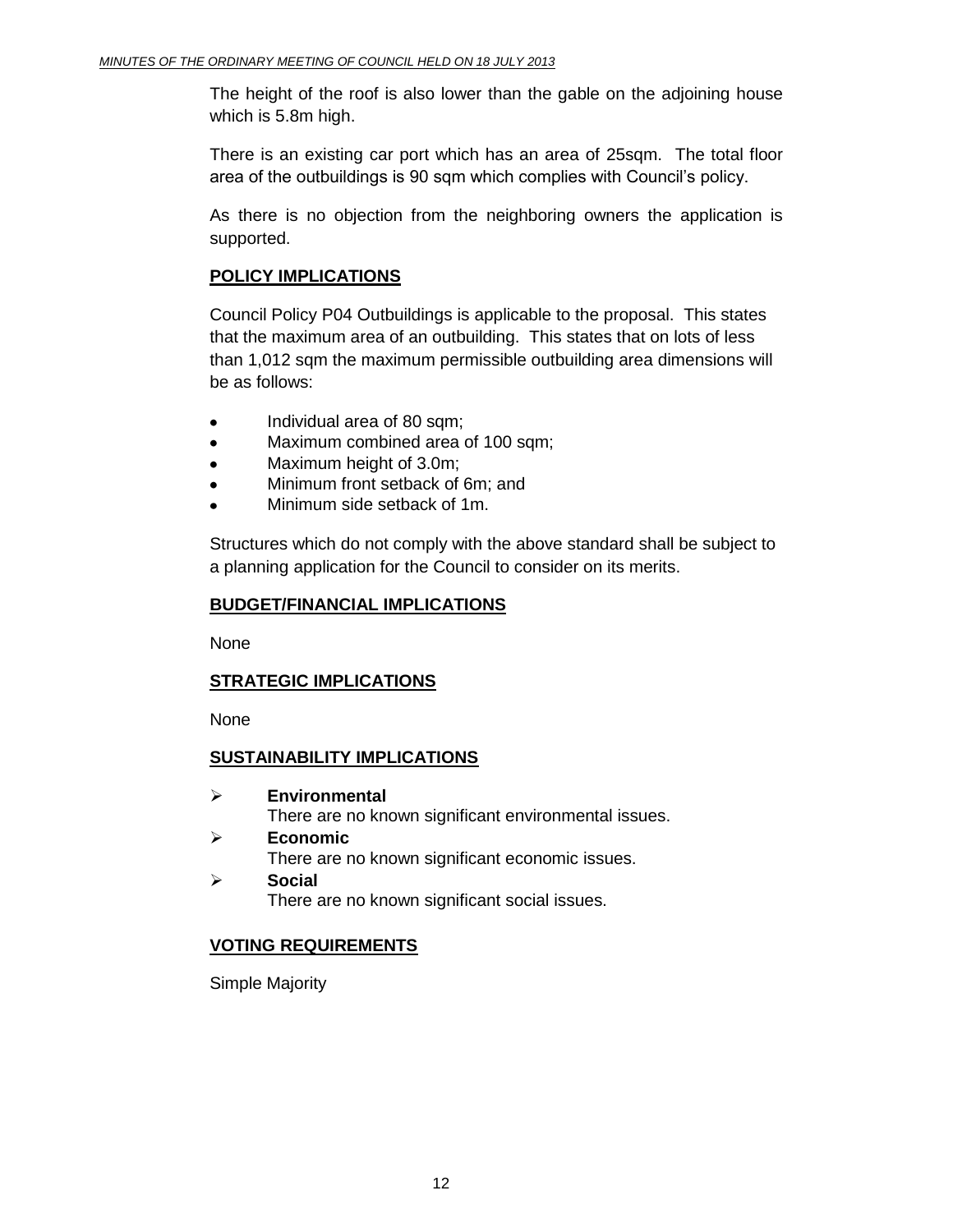The height of the roof is also lower than the gable on the adjoining house which is 5.8m high.

There is an existing car port which has an area of 25sqm. The total floor area of the outbuildings is 90 sqm which complies with Council's policy.

As there is no objection from the neighboring owners the application is supported.

## POLICY IMPLICATIONS

Council Policy P04 Outbuildings is applicable to the proposal. This states that the maximum area of an outbuilding. This states that on lots of less than 1,012 sqm the maximum permissible outbuilding area dimensions will be as follows:

- Individual area of 80 sqm;
- Maximum combined area of 100 sqm;
- Maximum height of 3.0m;
- Minimum front setback of 6m; and
- Minimum side setback of 1m.

Structures which do not comply with the above standard shall be subject to a planning application for the Council to consider on its merits.

## BUDGET/FINANCIAL IMPLICATIONS

None

## STRATEGIC IMPLICATIONS

None

## SUSTAINABILITY IMPLICATIONS

- **Environmental**
  There are no known significant environmental issues.
- **Economic**
  There are no known significant economic issues.
- **Social**
  There are no known significant social issues.

## VOTING REQUIREMENTS

Simple Majority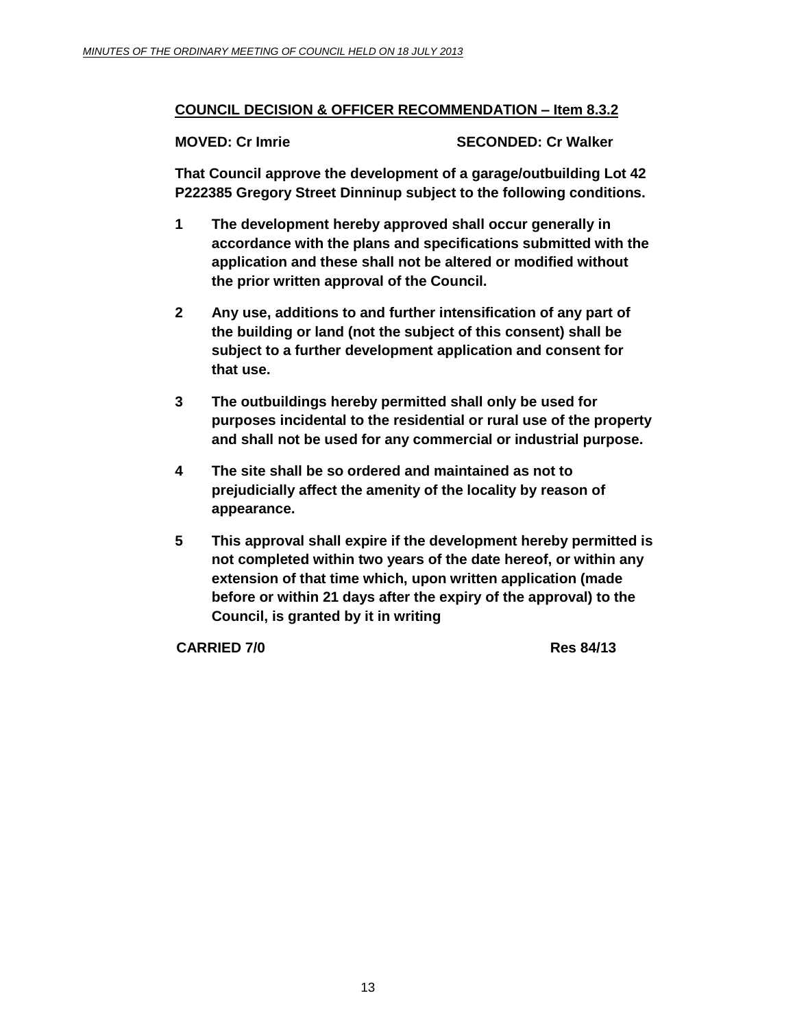## COUNCIL DECISION & OFFICER RECOMMENDATION – Item 8.3.2

**MOVED: Cr Imrie** **SECONDED: Cr Walker**

**That Council approve the development of a garage/outbuilding Lot 42 P222385 Gregory Street Dinninup subject to the following conditions.**

1. **The development hereby approved shall occur generally in accordance with the plans and specifications submitted with the application and these shall not be altered or modified without the prior written approval of the Council.**
2. **Any use, additions to and further intensification of any part of the building or land (not the subject of this consent) shall be subject to a further development application and consent for that use.**
3. **The outbuildings hereby permitted shall only be used for purposes incidental to the residential or rural use of the property and shall not be used for any commercial or industrial purpose.**
4. **The site shall be so ordered and maintained as not to prejudicially affect the amenity of the locality by reason of appearance.**
5. **This approval shall expire if the development hereby permitted is not completed within two years of the date hereof, or within any extension of that time which, upon written application (made before or within 21 days after the expiry of the approval) to the Council, is granted by it in writing**

**CARRIED 7/0** **Res 84/13**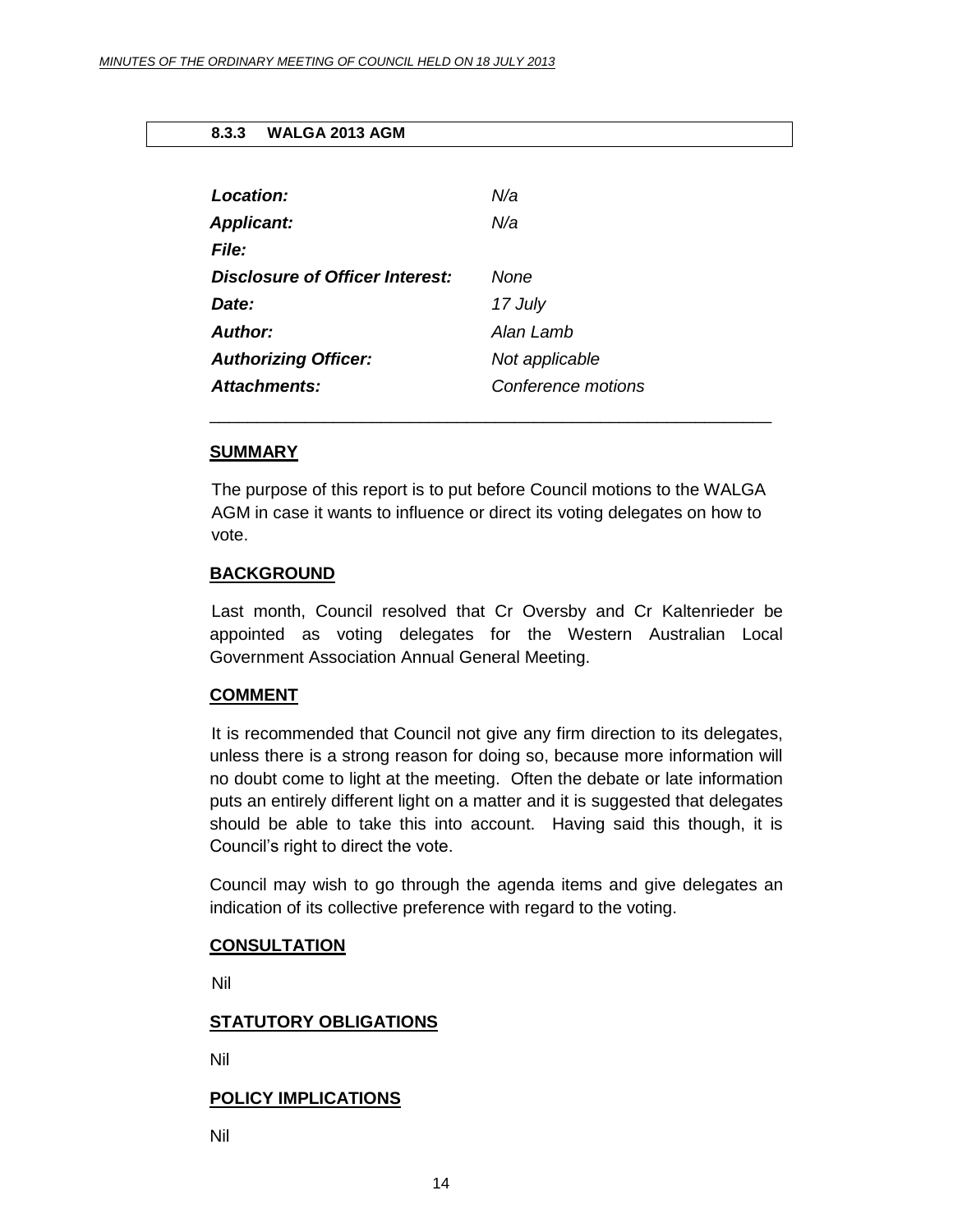### 8.3.3 WALGA 2013 AGM

| | |
|---|---|
| ***Location:*** | *N/a* |
| ***Applicant:*** | *N/a* |
| ***File:*** | |
| ***Disclosure of Officer Interest:*** | *None* |
| ***Date:*** | *17 July* |
| ***Author:*** | *Alan Lamb* |
| ***Authorizing Officer:*** | *Not applicable* |
| ***Attachments:*** | *Conference motions* |

---

**SUMMARY**

The purpose of this report is to put before Council motions to the WALGA AGM in case it wants to influence or direct its voting delegates on how to vote.

**BACKGROUND**

Last month, Council resolved that Cr Oversby and Cr Kaltenrieder be appointed as voting delegates for the Western Australian Local Government Association Annual General Meeting.

**COMMENT**

It is recommended that Council not give any firm direction to its delegates, unless there is a strong reason for doing so, because more information will no doubt come to light at the meeting. Often the debate or late information puts an entirely different light on a matter and it is suggested that delegates should be able to take this into account. Having said this though, it is Council's right to direct the vote.

Council may wish to go through the agenda items and give delegates an indication of its collective preference with regard to the voting.

**CONSULTATION**

Nil

**STATUTORY OBLIGATIONS**

Nil

**POLICY IMPLICATIONS**

Nil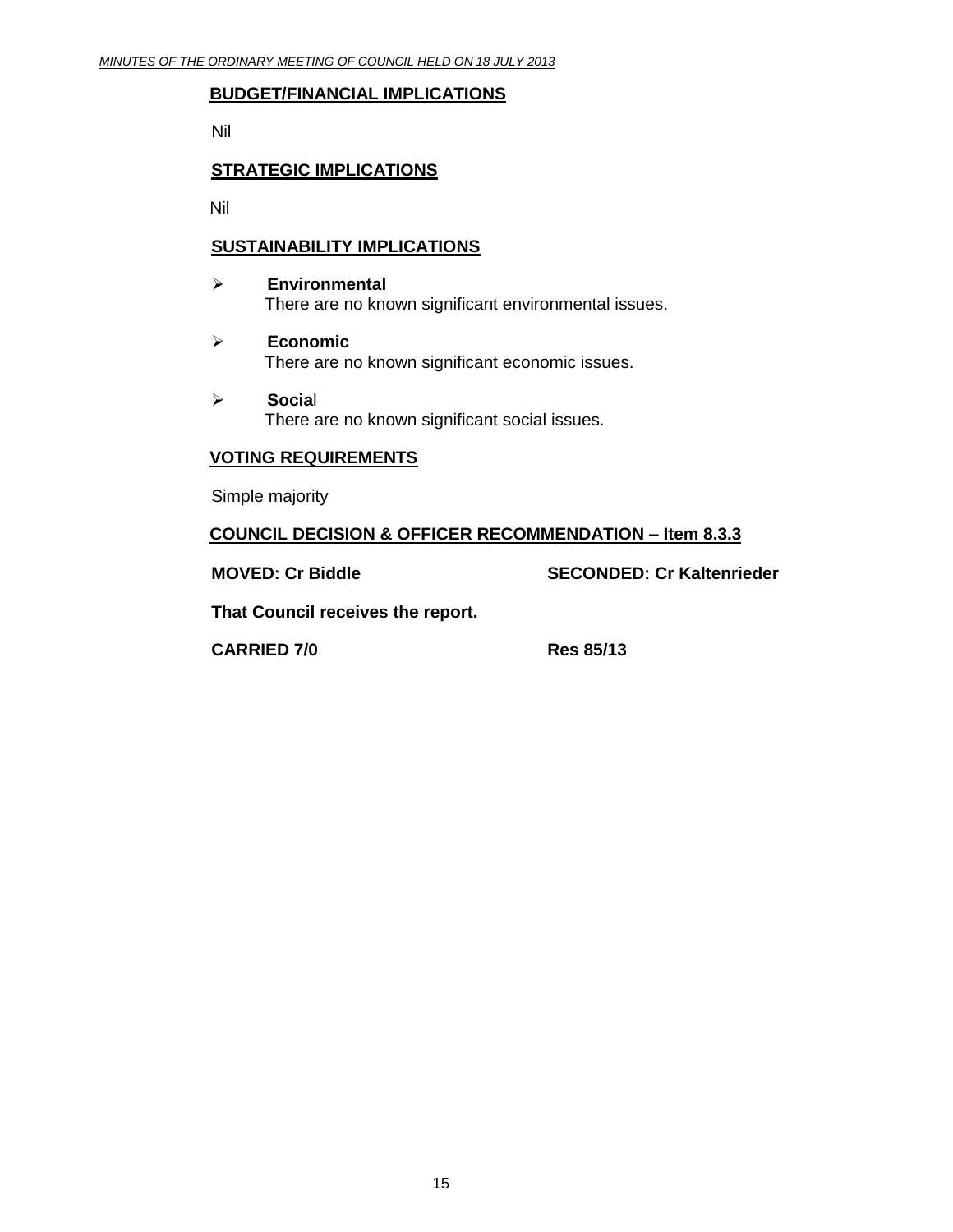**BUDGET/FINANCIAL IMPLICATIONS**

Nil

**STRATEGIC IMPLICATIONS**

Nil

**SUSTAINABILITY IMPLICATIONS**

- **Environmental**
  There are no known significant environmental issues.

- **Economic**
  There are no known significant economic issues.

- **Social**
  There are no known significant social issues.

**VOTING REQUIREMENTS**

Simple majority

**COUNCIL DECISION & OFFICER RECOMMENDATION – Item 8.3.3**

**MOVED: Cr Biddle** **SECONDED: Cr Kaltenrieder**

**That Council receives the report.**

**CARRIED 7/0** **Res 85/13**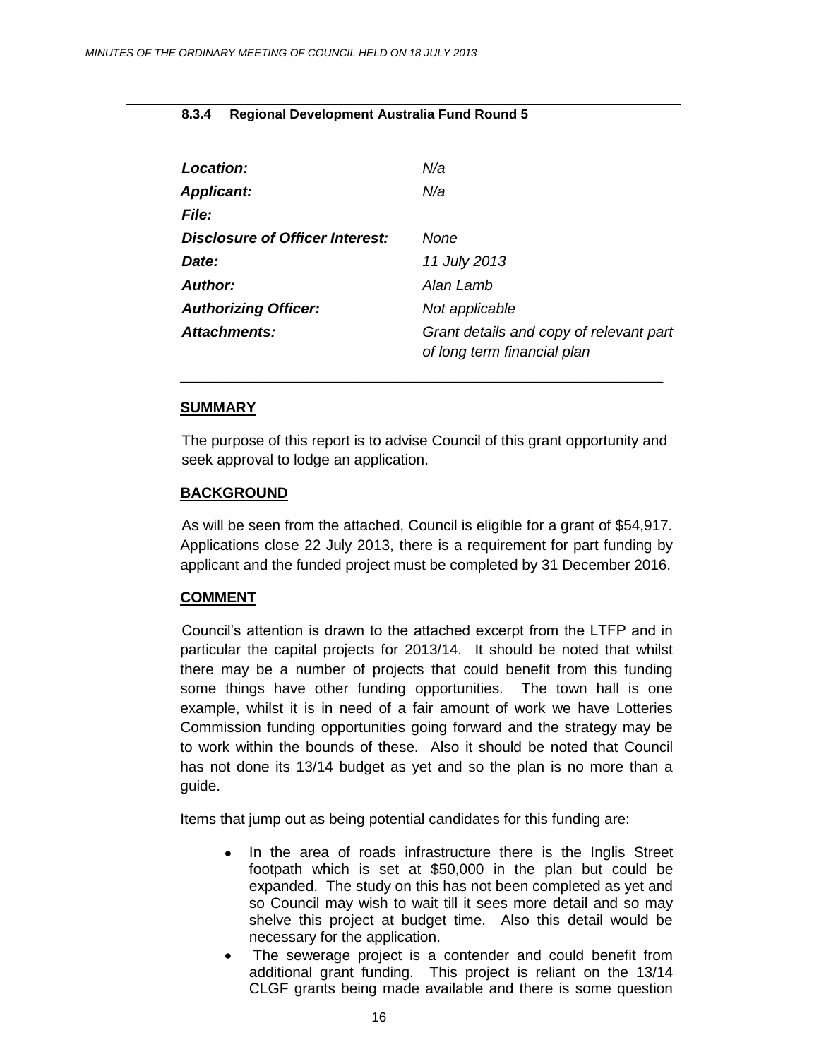### 8.3.4 Regional Development Australia Fund Round 5

| | |
|---|---|
| ***Location:*** | *N/a* |
| ***Applicant:*** | *N/a* |
| ***File:*** | |
| ***Disclosure of Officer Interest:*** | *None* |
| ***Date:*** | *11 July 2013* |
| ***Author:*** | *Alan Lamb* |
| ***Authorizing Officer:*** | *Not applicable* |
| ***Attachments:*** | *Grant details and copy of relevant part of long term financial plan* |

---

**SUMMARY**

The purpose of this report is to advise Council of this grant opportunity and seek approval to lodge an application.

**BACKGROUND**

As will be seen from the attached, Council is eligible for a grant of $54,917. Applications close 22 July 2013, there is a requirement for part funding by applicant and the funded project must be completed by 31 December 2016.

**COMMENT**

Council's attention is drawn to the attached excerpt from the LTFP and in particular the capital projects for 2013/14. It should be noted that whilst there may be a number of projects that could benefit from this funding some things have other funding opportunities. The town hall is one example, whilst it is in need of a fair amount of work we have Lotteries Commission funding opportunities going forward and the strategy may be to work within the bounds of these. Also it should be noted that Council has not done its 13/14 budget as yet and so the plan is no more than a guide.

Items that jump out as being potential candidates for this funding are:

- In the area of roads infrastructure there is the Inglis Street footpath which is set at $50,000 in the plan but could be expanded. The study on this has not been completed as yet and so Council may wish to wait till it sees more detail and so may shelve this project at budget time. Also this detail would be necessary for the application.
- The sewerage project is a contender and could benefit from additional grant funding. This project is reliant on the 13/14 CLGF grants being made available and there is some question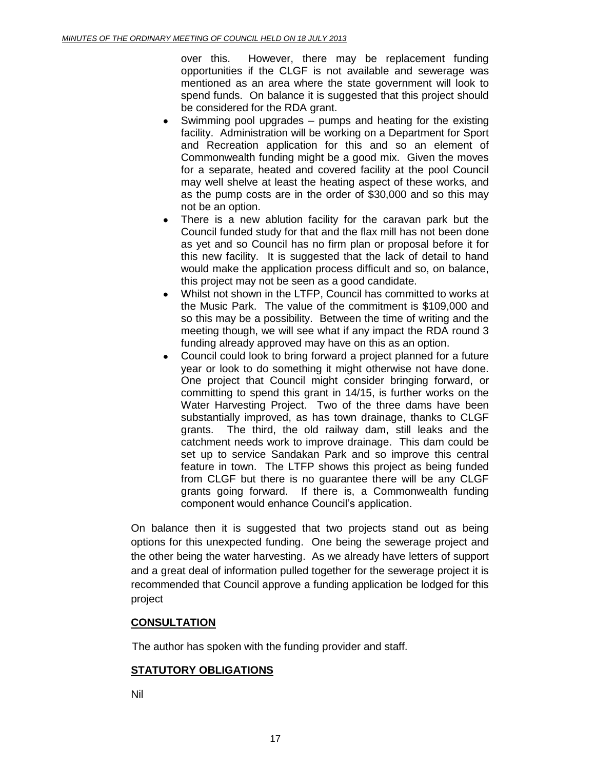over this. However, there may be replacement funding opportunities if the CLGF is not available and sewerage was mentioned as an area where the state government will look to spend funds. On balance it is suggested that this project should be considered for the RDA grant.

- Swimming pool upgrades – pumps and heating for the existing facility. Administration will be working on a Department for Sport and Recreation application for this and so an element of Commonwealth funding might be a good mix. Given the moves for a separate, heated and covered facility at the pool Council may well shelve at least the heating aspect of these works, and as the pump costs are in the order of $30,000 and so this may not be an option.
- There is a new ablution facility for the caravan park but the Council funded study for that and the flax mill has not been done as yet and so Council has no firm plan or proposal before it for this new facility. It is suggested that the lack of detail to hand would make the application process difficult and so, on balance, this project may not be seen as a good candidate.
- Whilst not shown in the LTFP, Council has committed to works at the Music Park. The value of the commitment is $109,000 and so this may be a possibility. Between the time of writing and the meeting though, we will see what if any impact the RDA round 3 funding already approved may have on this as an option.
- Council could look to bring forward a project planned for a future year or look to do something it might otherwise not have done. One project that Council might consider bringing forward, or committing to spend this grant in 14/15, is further works on the Water Harvesting Project. Two of the three dams have been substantially improved, as has town drainage, thanks to CLGF grants. The third, the old railway dam, still leaks and the catchment needs work to improve drainage. This dam could be set up to service Sandakan Park and so improve this central feature in town. The LTFP shows this project as being funded from CLGF but there is no guarantee there will be any CLGF grants going forward. If there is, a Commonwealth funding component would enhance Council's application.

On balance then it is suggested that two projects stand out as being options for this unexpected funding. One being the sewerage project and the other being the water harvesting. As we already have letters of support and a great deal of information pulled together for the sewerage project it is recommended that Council approve a funding application be lodged for this project

## CONSULTATION

The author has spoken with the funding provider and staff.

## STATUTORY OBLIGATIONS

Nil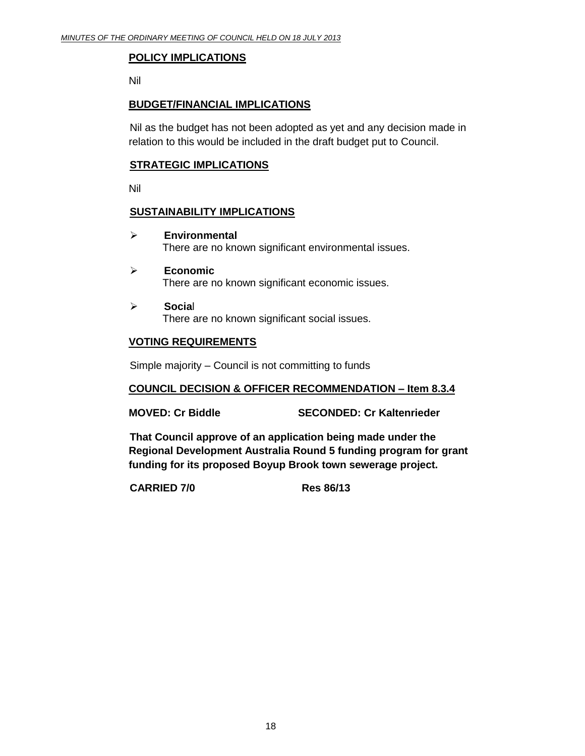**POLICY IMPLICATIONS**

Nil

**BUDGET/FINANCIAL IMPLICATIONS**

Nil as the budget has not been adopted as yet and any decision made in relation to this would be included in the draft budget put to Council.

**STRATEGIC IMPLICATIONS**

Nil

**SUSTAINABILITY IMPLICATIONS**

- **Environmental**
  There are no known significant environmental issues.
- **Economic**
  There are no known significant economic issues.
- **Social**
  There are no known significant social issues.

**VOTING REQUIREMENTS**

Simple majority – Council is not committing to funds

**COUNCIL DECISION & OFFICER RECOMMENDATION – Item 8.3.4**

**MOVED: Cr Biddle** **SECONDED: Cr Kaltenrieder**

**That Council approve of an application being made under the Regional Development Australia Round 5 funding program for grant funding for its proposed Boyup Brook town sewerage project.**

**CARRIED 7/0** **Res 86/13**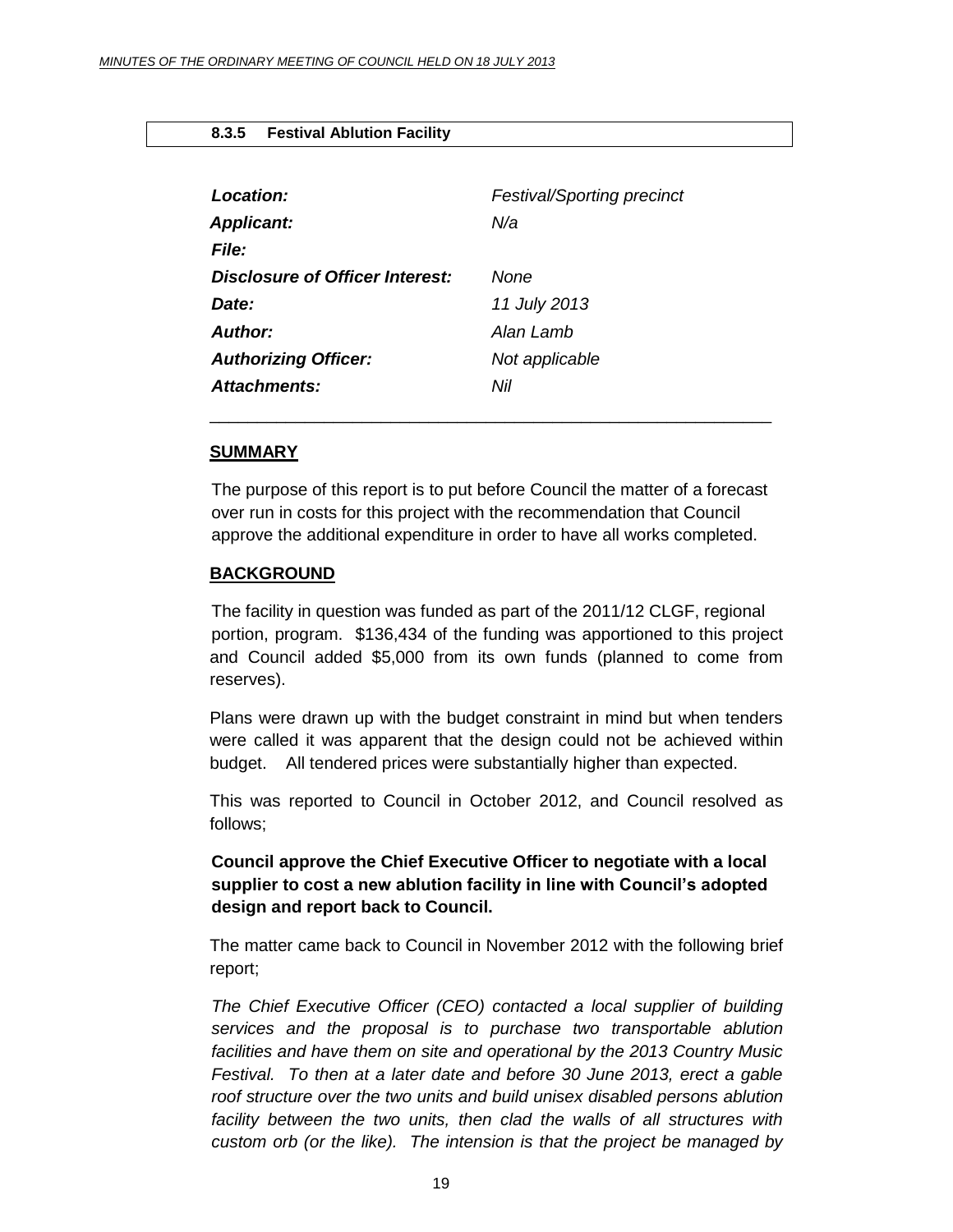### 8.3.5 Festival Ablution Facility

| | |
|---|---|
| ***Location:*** | *Festival/Sporting precinct* |
| ***Applicant:*** | *N/a* |
| ***File:*** | |
| ***Disclosure of Officer Interest:*** | *None* |
| ***Date:*** | *11 July 2013* |
| ***Author:*** | *Alan Lamb* |
| ***Authorizing Officer:*** | *Not applicable* |
| ***Attachments:*** | *Nil* |

---

**SUMMARY**

The purpose of this report is to put before Council the matter of a forecast over run in costs for this project with the recommendation that Council approve the additional expenditure in order to have all works completed.

**BACKGROUND**

The facility in question was funded as part of the 2011/12 CLGF, regional portion, program. $136,434 of the funding was apportioned to this project and Council added $5,000 from its own funds (planned to come from reserves).

Plans were drawn up with the budget constraint in mind but when tenders were called it was apparent that the design could not be achieved within budget. All tendered prices were substantially higher than expected.

This was reported to Council in October 2012, and Council resolved as follows;

**Council approve the Chief Executive Officer to negotiate with a local supplier to cost a new ablution facility in line with Council's adopted design and report back to Council.**

The matter came back to Council in November 2012 with the following brief report;

*The Chief Executive Officer (CEO) contacted a local supplier of building services and the proposal is to purchase two transportable ablution facilities and have them on site and operational by the 2013 Country Music Festival. To then at a later date and before 30 June 2013, erect a gable roof structure over the two units and build unisex disabled persons ablution facility between the two units, then clad the walls of all structures with custom orb (or the like). The intension is that the project be managed by*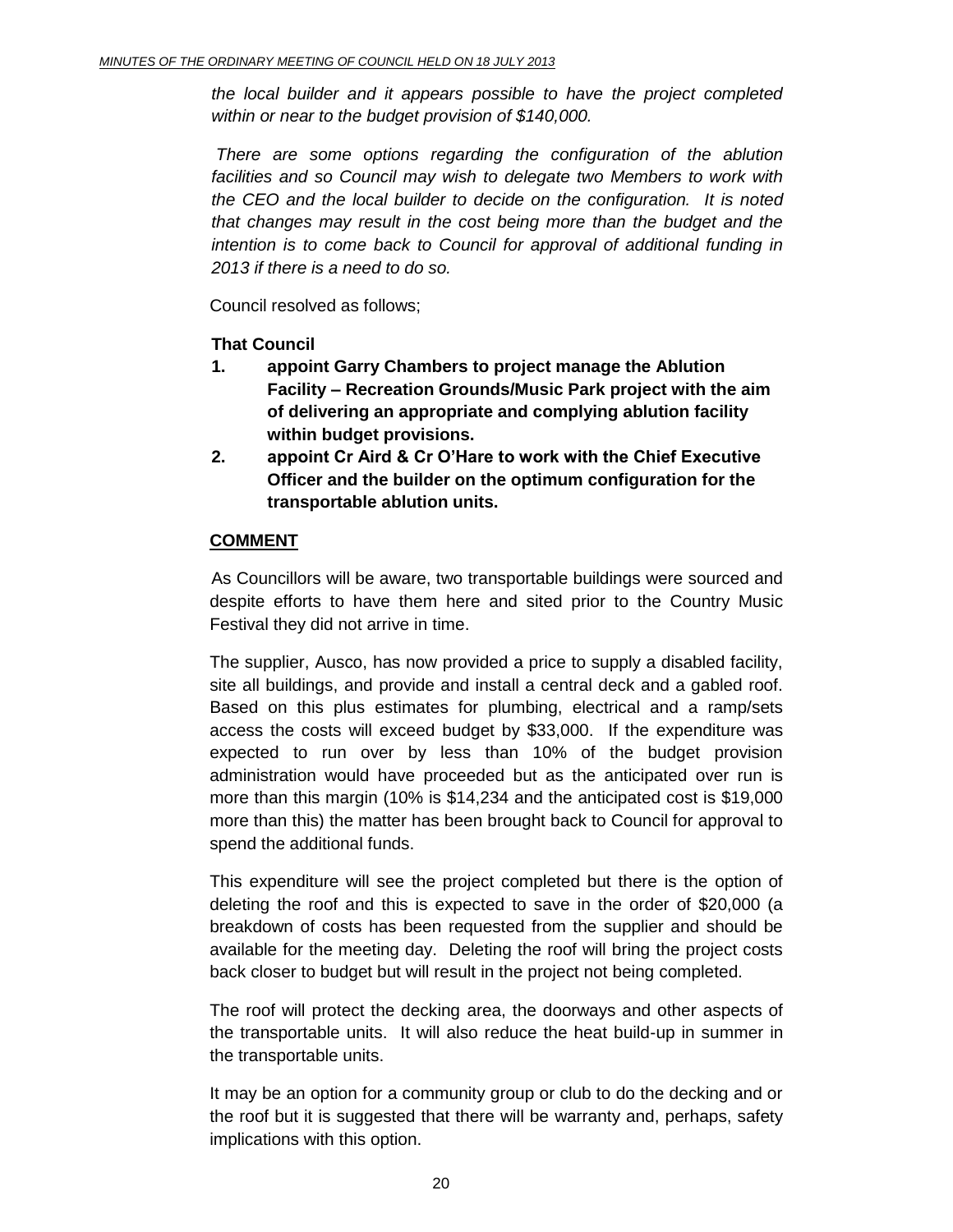*the local builder and it appears possible to have the project completed within or near to the budget provision of $140,000.*

*There are some options regarding the configuration of the ablution facilities and so Council may wish to delegate two Members to work with the CEO and the local builder to decide on the configuration. It is noted that changes may result in the cost being more than the budget and the intention is to come back to Council for approval of additional funding in 2013 if there is a need to do so.*

Council resolved as follows;

**That Council**

1. **appoint Garry Chambers to project manage the Ablution Facility – Recreation Grounds/Music Park project with the aim of delivering an appropriate and complying ablution facility within budget provisions.**
2. **appoint Cr Aird & Cr O'Hare to work with the Chief Executive Officer and the builder on the optimum configuration for the transportable ablution units.**

## COMMENT

As Councillors will be aware, two transportable buildings were sourced and despite efforts to have them here and sited prior to the Country Music Festival they did not arrive in time.

The supplier, Ausco, has now provided a price to supply a disabled facility, site all buildings, and provide and install a central deck and a gabled roof. Based on this plus estimates for plumbing, electrical and a ramp/sets access the costs will exceed budget by $33,000. If the expenditure was expected to run over by less than 10% of the budget provision administration would have proceeded but as the anticipated over run is more than this margin (10% is $14,234 and the anticipated cost is $19,000 more than this) the matter has been brought back to Council for approval to spend the additional funds.

This expenditure will see the project completed but there is the option of deleting the roof and this is expected to save in the order of $20,000 (a breakdown of costs has been requested from the supplier and should be available for the meeting day. Deleting the roof will bring the project costs back closer to budget but will result in the project not being completed.

The roof will protect the decking area, the doorways and other aspects of the transportable units. It will also reduce the heat build-up in summer in the transportable units.

It may be an option for a community group or club to do the decking and or the roof but it is suggested that there will be warranty and, perhaps, safety implications with this option.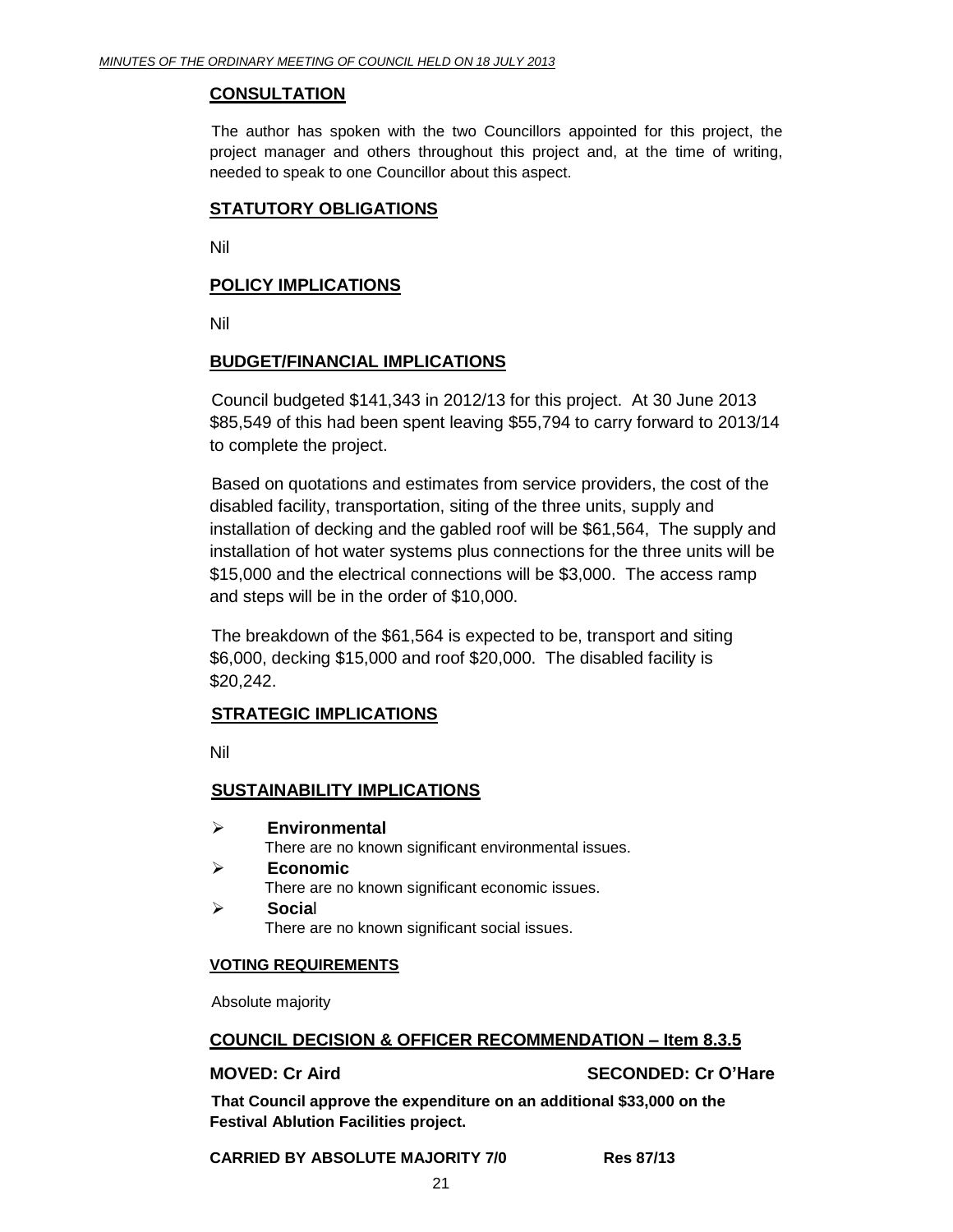## CONSULTATION

The author has spoken with the two Councillors appointed for this project, the project manager and others throughout this project and, at the time of writing, needed to speak to one Councillor about this aspect.

## STATUTORY OBLIGATIONS

Nil

## POLICY IMPLICATIONS

Nil

## BUDGET/FINANCIAL IMPLICATIONS

Council budgeted $141,343 in 2012/13 for this project. At 30 June 2013 $85,549 of this had been spent leaving $55,794 to carry forward to 2013/14 to complete the project.

Based on quotations and estimates from service providers, the cost of the disabled facility, transportation, siting of the three units, supply and installation of decking and the gabled roof will be $61,564, The supply and installation of hot water systems plus connections for the three units will be $15,000 and the electrical connections will be $3,000. The access ramp and steps will be in the order of $10,000.

The breakdown of the $61,564 is expected to be, transport and siting $6,000, decking $15,000 and roof $20,000. The disabled facility is $20,242.

## STRATEGIC IMPLICATIONS

Nil

## SUSTAINABILITY IMPLICATIONS

- **Environmental**
  There are no known significant environmental issues.
- **Economic**
  There are no known significant economic issues.
- **Social**
  There are no known significant social issues.

### VOTING REQUIREMENTS

Absolute majority

## COUNCIL DECISION & OFFICER RECOMMENDATION – Item 8.3.5

**MOVED: Cr Aird** **SECONDED: Cr O'Hare**

**That Council approve the expenditure on an additional $33,000 on the Festival Ablution Facilities project.**

**CARRIED BY ABSOLUTE MAJORITY 7/0** **Res 87/13**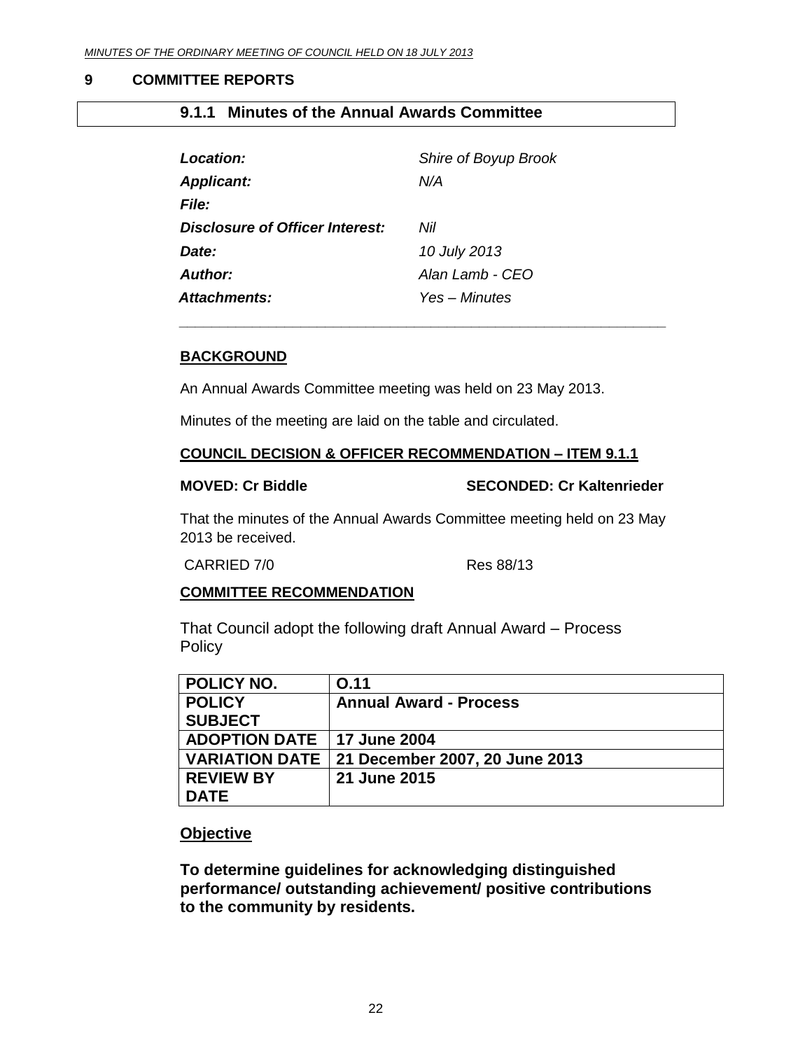## 9 COMMITTEE REPORTS

### 9.1.1 Minutes of the Annual Awards Committee

| | |
|---|---|
| ***Location:*** | *Shire of Boyup Brook* |
| ***Applicant:*** | *N/A* |
| ***File:*** | |
| ***Disclosure of Officer Interest:*** | *Nil* |
| ***Date:*** | *10 July 2013* |
| ***Author:*** | *Alan Lamb - CEO* |
| ***Attachments:*** | *Yes – Minutes* |

**BACKGROUND**

An Annual Awards Committee meeting was held on 23 May 2013.

Minutes of the meeting are laid on the table and circulated.

**COUNCIL DECISION & OFFICER RECOMMENDATION – ITEM 9.1.1**

**MOVED: Cr Biddle** **SECONDED: Cr Kaltenrieder**

That the minutes of the Annual Awards Committee meeting held on 23 May 2013 be received.

CARRIED 7/0 Res 88/13

**COMMITTEE RECOMMENDATION**

That Council adopt the following draft Annual Award – Process Policy

| POLICY NO. | O.11 |
|---|---|
| **POLICY SUBJECT** | **Annual Award - Process** |
| **ADOPTION DATE** | **17 June 2004** |
| **VARIATION DATE** | **21 December 2007, 20 June 2013** |
| **REVIEW BY DATE** | **21 June 2015** |

**Objective**

**To determine guidelines for acknowledging distinguished performance/ outstanding achievement/ positive contributions to the community by residents.**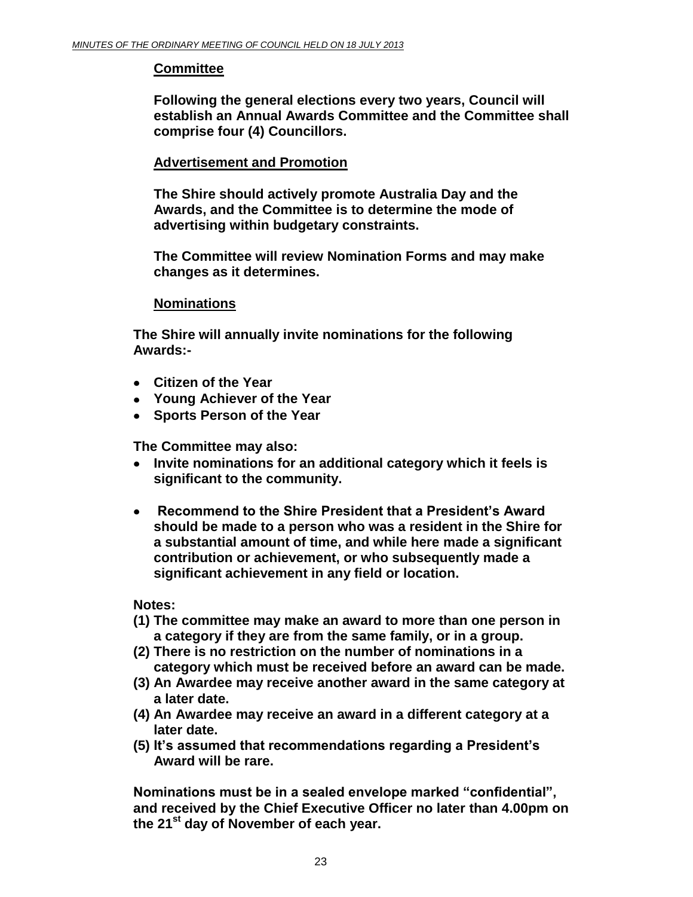**Committee**

**Following the general elections every two years, Council will establish an Annual Awards Committee and the Committee shall comprise four (4) Councillors.**

**Advertisement and Promotion**

**The Shire should actively promote Australia Day and the Awards, and the Committee is to determine the mode of advertising within budgetary constraints.**

**The Committee will review Nomination Forms and may make changes as it determines.**

**Nominations**

**The Shire will annually invite nominations for the following Awards:-**

- **Citizen of the Year**
- **Young Achiever of the Year**
- **Sports Person of the Year**

**The Committee may also:**

- **Invite nominations for an additional category which it feels is significant to the community.**
- **Recommend to the Shire President that a President's Award should be made to a person who was a resident in the Shire for a substantial amount of time, and while here made a significant contribution or achievement, or who subsequently made a significant achievement in any field or location.**

**Notes:**

**(1) The committee may make an award to more than one person in a category if they are from the same family, or in a group.**
**(2) There is no restriction on the number of nominations in a category which must be received before an award can be made.**
**(3) An Awardee may receive another award in the same category at a later date.**
**(4) An Awardee may receive an award in a different category at a later date.**
**(5) It's assumed that recommendations regarding a President's Award will be rare.**

**Nominations must be in a sealed envelope marked "confidential", and received by the Chief Executive Officer no later than 4.00pm on the 21st day of November of each year.**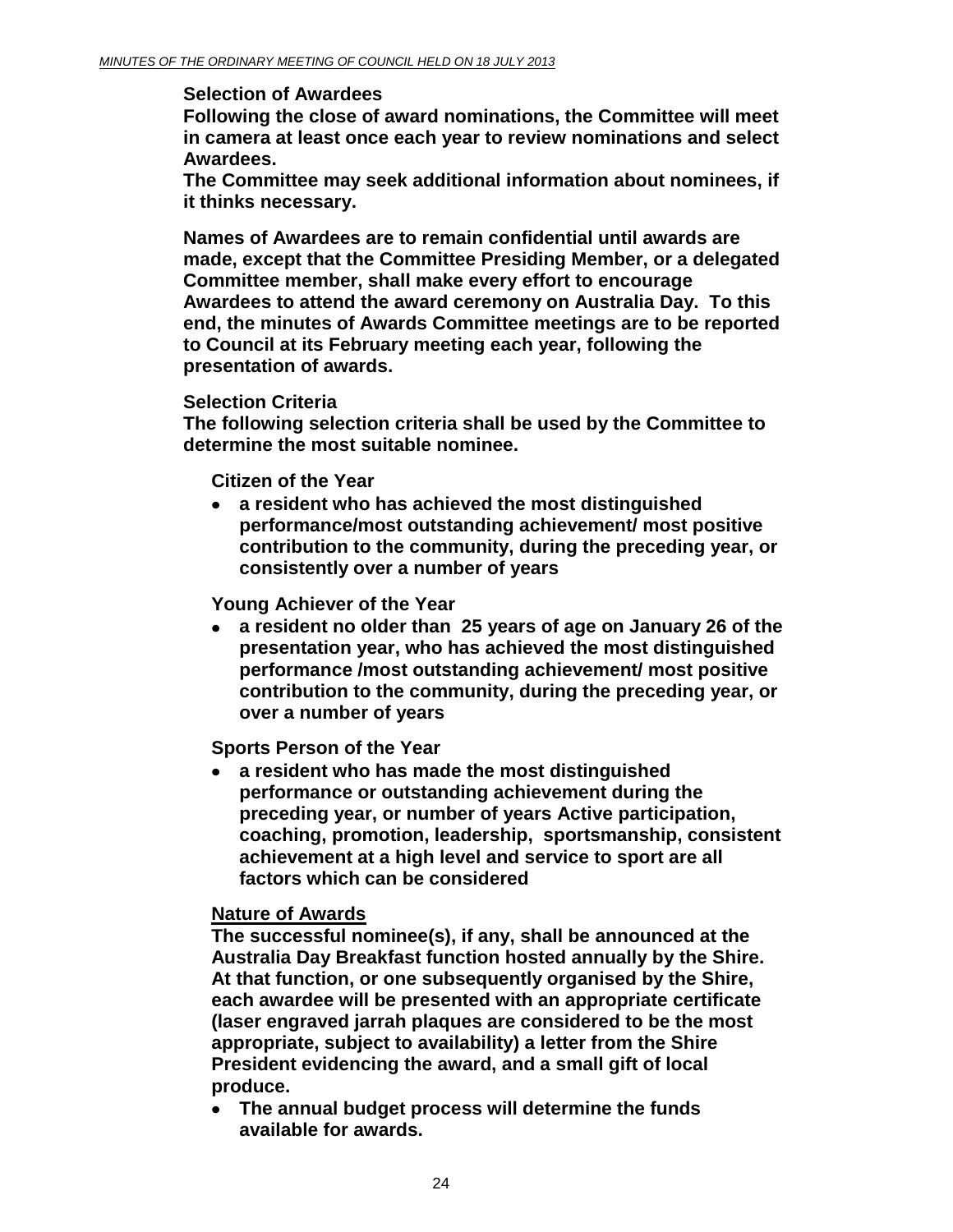**Selection of Awardees**

**Following the close of award nominations, the Committee will meet in camera at least once each year to review nominations and select Awardees.**

**The Committee may seek additional information about nominees, if it thinks necessary.**

**Names of Awardees are to remain confidential until awards are made, except that the Committee Presiding Member, or a delegated Committee member, shall make every effort to encourage Awardees to attend the award ceremony on Australia Day. To this end, the minutes of Awards Committee meetings are to be reported to Council at its February meeting each year, following the presentation of awards.**

**Selection Criteria**

**The following selection criteria shall be used by the Committee to determine the most suitable nominee.**

**Citizen of the Year**

- **a resident who has achieved the most distinguished performance/most outstanding achievement/ most positive contribution to the community, during the preceding year, or consistently over a number of years**

**Young Achiever of the Year**

- **a resident no older than 25 years of age on January 26 of the presentation year, who has achieved the most distinguished performance /most outstanding achievement/ most positive contribution to the community, during the preceding year, or over a number of years**

**Sports Person of the Year**

- **a resident who has made the most distinguished performance or outstanding achievement during the preceding year, or number of years Active participation, coaching, promotion, leadership, sportsmanship, consistent achievement at a high level and service to sport are all factors which can be considered**

**Nature of Awards**

**The successful nominee(s), if any, shall be announced at the Australia Day Breakfast function hosted annually by the Shire. At that function, or one subsequently organised by the Shire, each awardee will be presented with an appropriate certificate (laser engraved jarrah plaques are considered to be the most appropriate, subject to availability) a letter from the Shire President evidencing the award, and a small gift of local produce.**

- **The annual budget process will determine the funds available for awards.**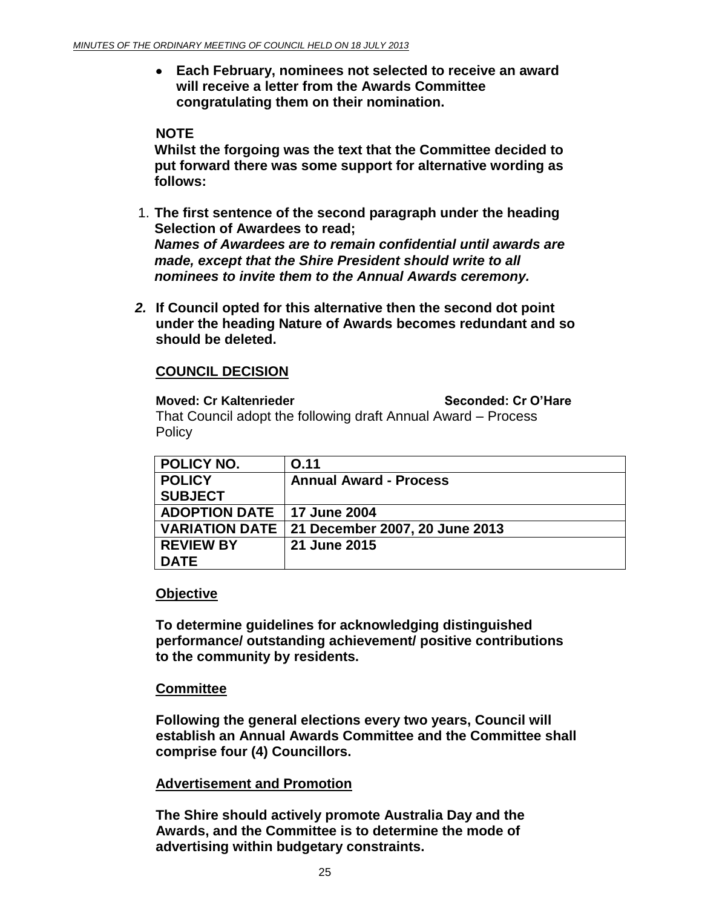- **Each February, nominees not selected to receive an award will receive a letter from the Awards Committee congratulating them on their nomination.**

**NOTE**

**Whilst the forgoing was the text that the Committee decided to put forward there was some support for alternative wording as follows:**

1. **The first sentence of the second paragraph under the heading Selection of Awardees to read;**
   ***Names of Awardees are to remain confidential until awards are made, except that the Shire President should write to all nominees to invite them to the Annual Awards ceremony.***

2. **If Council opted for this alternative then the second dot point under the heading Nature of Awards becomes redundant and so should be deleted.**

## COUNCIL DECISION

**Moved: Cr Kaltenrieder** **Seconded: Cr O'Hare**

That Council adopt the following draft Annual Award – Process Policy

| POLICY NO. | O.11 |
|---|---|
| POLICY SUBJECT | Annual Award - Process |
| ADOPTION DATE | 17 June 2004 |
| VARIATION DATE | 21 December 2007, 20 June 2013 |
| REVIEW BY DATE | 21 June 2015 |

### Objective

**To determine guidelines for acknowledging distinguished performance/ outstanding achievement/ positive contributions to the community by residents.**

### Committee

**Following the general elections every two years, Council will establish an Annual Awards Committee and the Committee shall comprise four (4) Councillors.**

### Advertisement and Promotion

**The Shire should actively promote Australia Day and the Awards, and the Committee is to determine the mode of advertising within budgetary constraints.**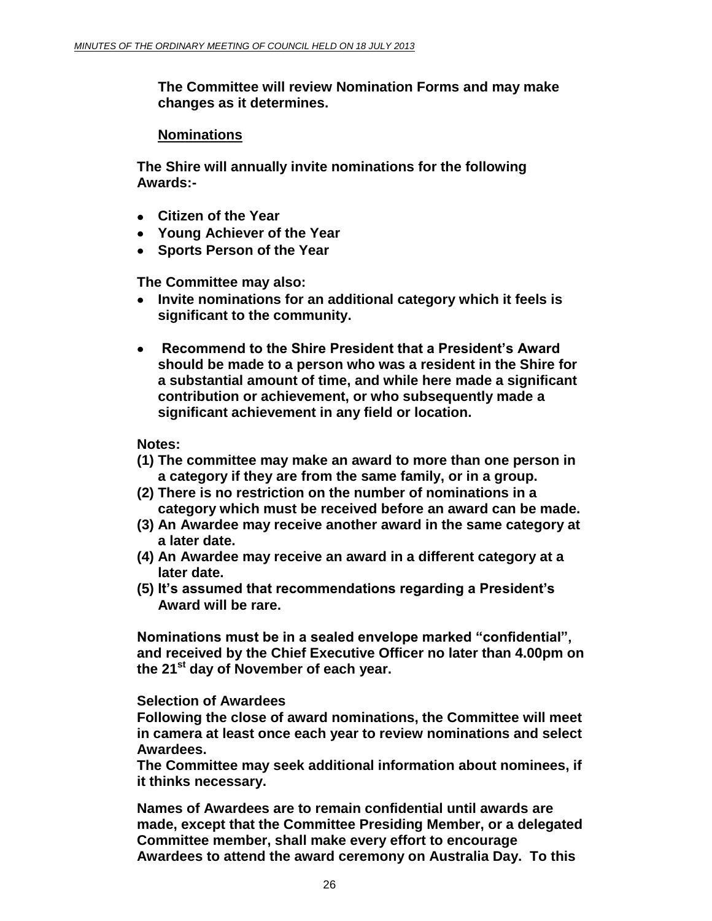**The Committee will review Nomination Forms and may make changes as it determines.**

**Nominations**

**The Shire will annually invite nominations for the following Awards:-**

- **Citizen of the Year**
- **Young Achiever of the Year**
- **Sports Person of the Year**

**The Committee may also:**

- **Invite nominations for an additional category which it feels is significant to the community.**
- **Recommend to the Shire President that a President's Award should be made to a person who was a resident in the Shire for a substantial amount of time, and while here made a significant contribution or achievement, or who subsequently made a significant achievement in any field or location.**

**Notes:**

**(1) The committee may make an award to more than one person in a category if they are from the same family, or in a group.**
**(2) There is no restriction on the number of nominations in a category which must be received before an award can be made.**
**(3) An Awardee may receive another award in the same category at a later date.**
**(4) An Awardee may receive an award in a different category at a later date.**
**(5) It's assumed that recommendations regarding a President's Award will be rare.**

**Nominations must be in a sealed envelope marked "confidential", and received by the Chief Executive Officer no later than 4.00pm on the 21st day of November of each year.**

**Selection of Awardees**

**Following the close of award nominations, the Committee will meet in camera at least once each year to review nominations and select Awardees.**

**The Committee may seek additional information about nominees, if it thinks necessary.**

**Names of Awardees are to remain confidential until awards are made, except that the Committee Presiding Member, or a delegated Committee member, shall make every effort to encourage Awardees to attend the award ceremony on Australia Day. To this**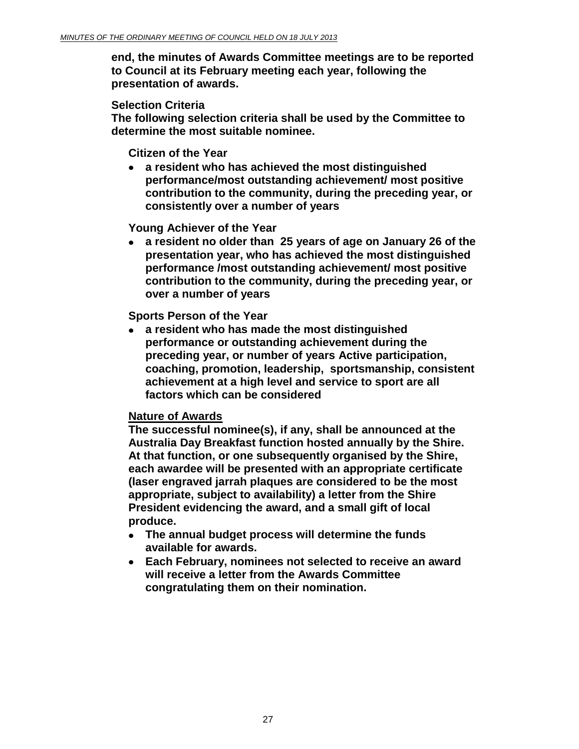**end, the minutes of Awards Committee meetings are to be reported to Council at its February meeting each year, following the presentation of awards.**

**Selection Criteria**

**The following selection criteria shall be used by the Committee to determine the most suitable nominee.**

**Citizen of the Year**

- **a resident who has achieved the most distinguished performance/most outstanding achievement/ most positive contribution to the community, during the preceding year, or consistently over a number of years**

**Young Achiever of the Year**

- **a resident no older than 25 years of age on January 26 of the presentation year, who has achieved the most distinguished performance /most outstanding achievement/ most positive contribution to the community, during the preceding year, or over a number of years**

**Sports Person of the Year**

- **a resident who has made the most distinguished performance or outstanding achievement during the preceding year, or number of years Active participation, coaching, promotion, leadership, sportsmanship, consistent achievement at a high level and service to sport are all factors which can be considered**

**<u>Nature of Awards</u>**

**The successful nominee(s), if any, shall be announced at the Australia Day Breakfast function hosted annually by the Shire. At that function, or one subsequently organised by the Shire, each awardee will be presented with an appropriate certificate (laser engraved jarrah plaques are considered to be the most appropriate, subject to availability) a letter from the Shire President evidencing the award, and a small gift of local produce.**

- **The annual budget process will determine the funds available for awards.**
- **Each February, nominees not selected to receive an award will receive a letter from the Awards Committee congratulating them on their nomination.**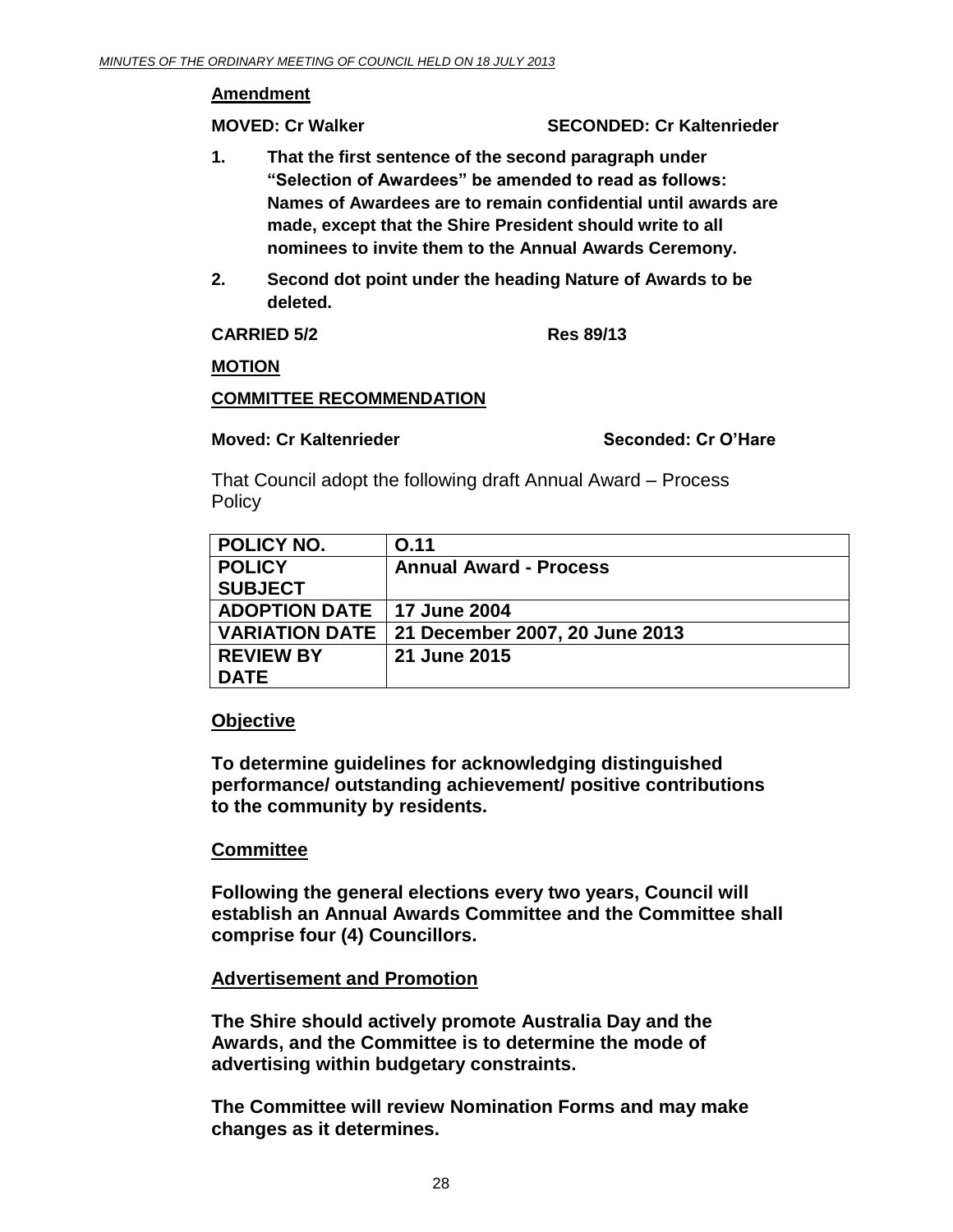**Amendment**

**MOVED: Cr Walker SECONDED: Cr Kaltenrieder**

1. **That the first sentence of the second paragraph under "Selection of Awardees" be amended to read as follows: Names of Awardees are to remain confidential until awards are made, except that the Shire President should write to all nominees to invite them to the Annual Awards Ceremony.**
2. **Second dot point under the heading Nature of Awards to be deleted.**

**CARRIED 5/2 Res 89/13**

**MOTION**

**COMMITTEE RECOMMENDATION**

**Moved: Cr Kaltenrieder Seconded: Cr O'Hare**

That Council adopt the following draft Annual Award – Process Policy

| **POLICY NO.** | **O.11** |
|---|---|
| **POLICY SUBJECT** | **Annual Award - Process** |
| **ADOPTION DATE** | **17 June 2004** |
| **VARIATION DATE** | **21 December 2007, 20 June 2013** |
| **REVIEW BY DATE** | **21 June 2015** |

**Objective**

**To determine guidelines for acknowledging distinguished performance/ outstanding achievement/ positive contributions to the community by residents.**

**Committee**

**Following the general elections every two years, Council will establish an Annual Awards Committee and the Committee shall comprise four (4) Councillors.**

**Advertisement and Promotion**

**The Shire should actively promote Australia Day and the Awards, and the Committee is to determine the mode of advertising within budgetary constraints.**

**The Committee will review Nomination Forms and may make changes as it determines.**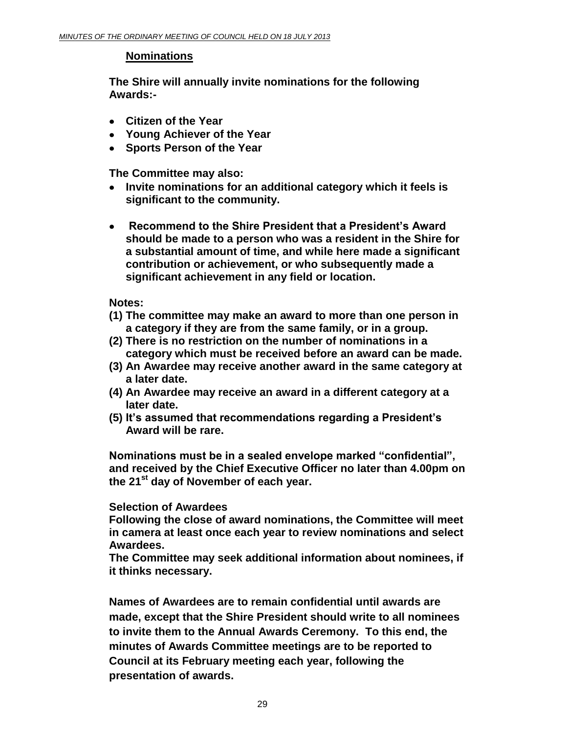## Nominations

**The Shire will annually invite nominations for the following Awards:-**

- **Citizen of the Year**
- **Young Achiever of the Year**
- **Sports Person of the Year**

**The Committee may also:**

- **Invite nominations for an additional category which it feels is significant to the community.**
- **Recommend to the Shire President that a President's Award should be made to a person who was a resident in the Shire for a substantial amount of time, and while here made a significant contribution or achievement, or who subsequently made a significant achievement in any field or location.**

**Notes:**

**(1) The committee may make an award to more than one person in a category if they are from the same family, or in a group.**
**(2) There is no restriction on the number of nominations in a category which must be received before an award can be made.**
**(3) An Awardee may receive another award in the same category at a later date.**
**(4) An Awardee may receive an award in a different category at a later date.**
**(5) It's assumed that recommendations regarding a President's Award will be rare.**

**Nominations must be in a sealed envelope marked "confidential", and received by the Chief Executive Officer no later than 4.00pm on the 21st day of November of each year.**

**Selection of Awardees**

**Following the close of award nominations, the Committee will meet in camera at least once each year to review nominations and select Awardees.**

**The Committee may seek additional information about nominees, if it thinks necessary.**

**Names of Awardees are to remain confidential until awards are made, except that the Shire President should write to all nominees to invite them to the Annual Awards Ceremony. To this end, the minutes of Awards Committee meetings are to be reported to Council at its February meeting each year, following the presentation of awards.**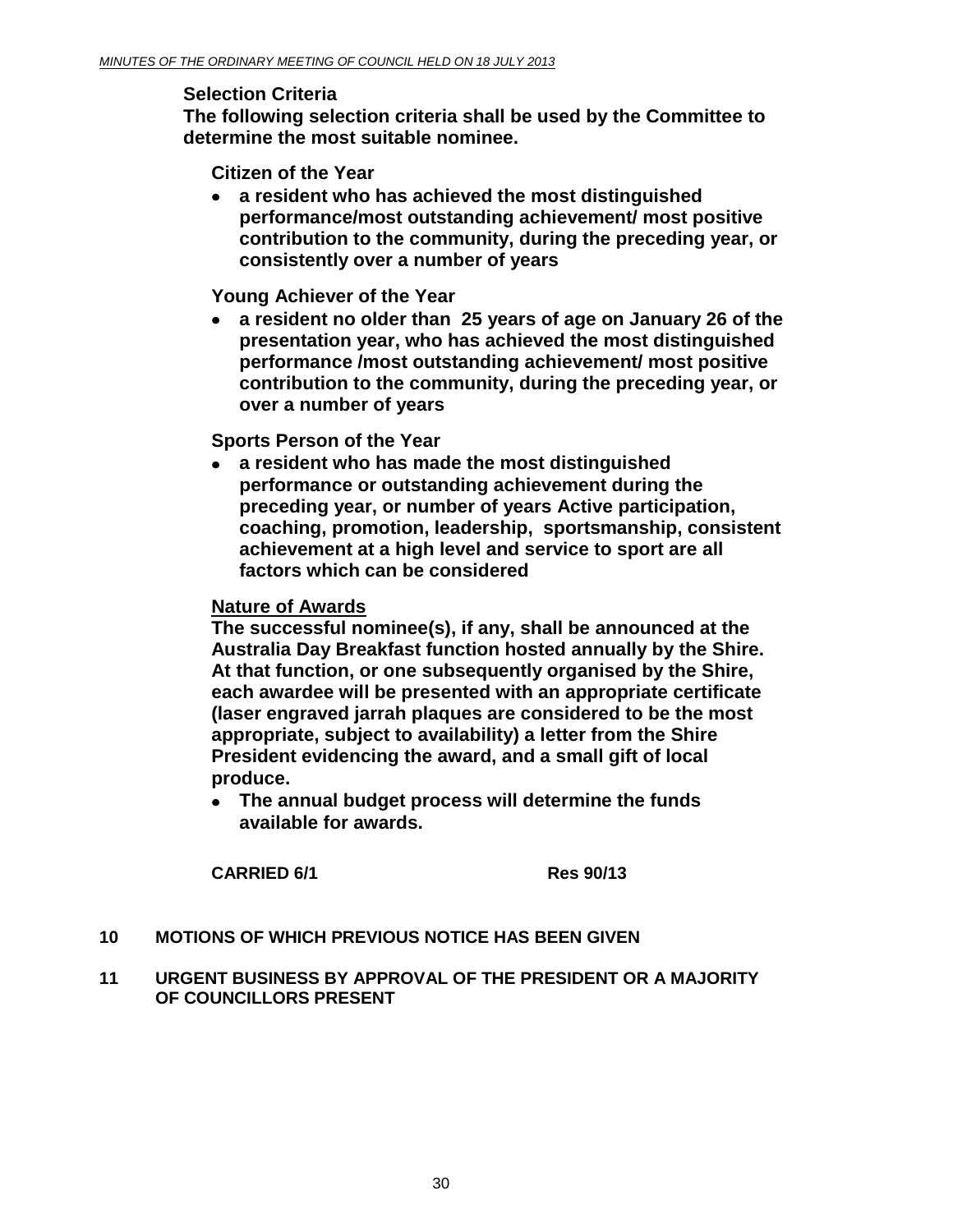**Selection Criteria**

**The following selection criteria shall be used by the Committee to determine the most suitable nominee.**

**Citizen of the Year**

- **a resident who has achieved the most distinguished performance/most outstanding achievement/ most positive contribution to the community, during the preceding year, or consistently over a number of years**

**Young Achiever of the Year**

- **a resident no older than 25 years of age on January 26 of the presentation year, who has achieved the most distinguished performance /most outstanding achievement/ most positive contribution to the community, during the preceding year, or over a number of years**

**Sports Person of the Year**

- **a resident who has made the most distinguished performance or outstanding achievement during the preceding year, or number of years Active participation, coaching, promotion, leadership, sportsmanship, consistent achievement at a high level and service to sport are all factors which can be considered**

**<u>Nature of Awards</u>**

**The successful nominee(s), if any, shall be announced at the Australia Day Breakfast function hosted annually by the Shire. At that function, or one subsequently organised by the Shire, each awardee will be presented with an appropriate certificate (laser engraved jarrah plaques are considered to be the most appropriate, subject to availability) a letter from the Shire President evidencing the award, and a small gift of local produce.**

- **The annual budget process will determine the funds available for awards.**

**CARRIED 6/1** **Res 90/13**

## 10 MOTIONS OF WHICH PREVIOUS NOTICE HAS BEEN GIVEN

## 11 URGENT BUSINESS BY APPROVAL OF THE PRESIDENT OR A MAJORITY OF COUNCILLORS PRESENT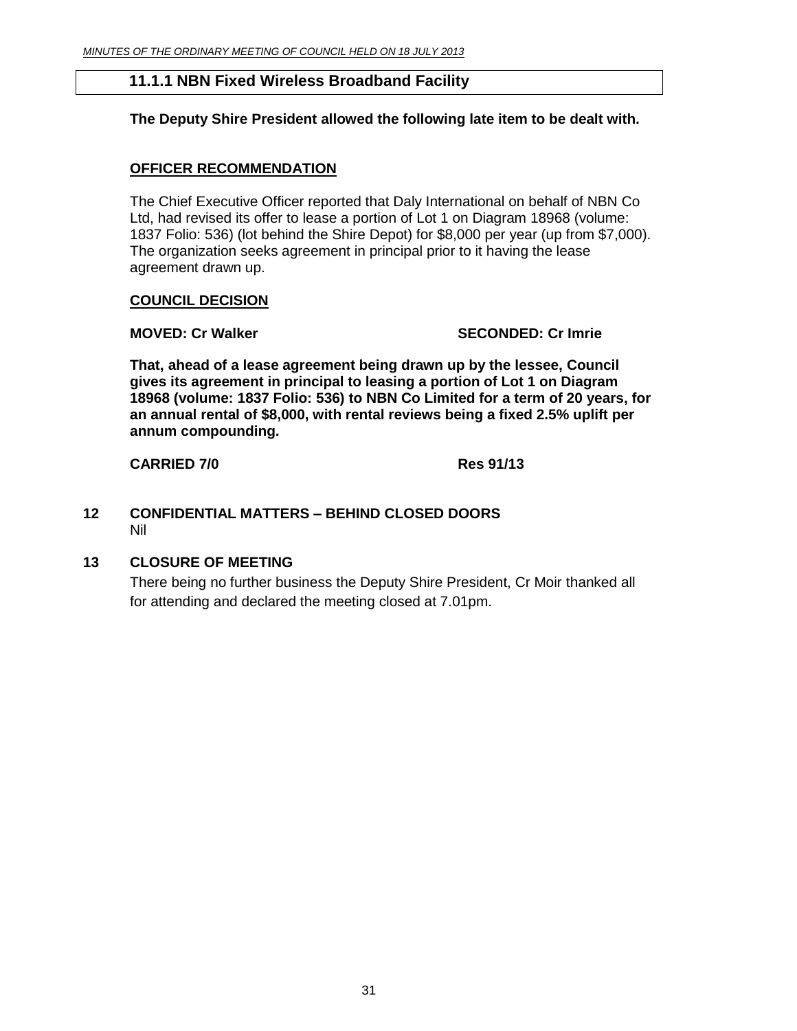### 11.1.1 NBN Fixed Wireless Broadband Facility

**The Deputy Shire President allowed the following late item to be dealt with.**

**OFFICER RECOMMENDATION**

The Chief Executive Officer reported that Daly International on behalf of NBN Co Ltd, had revised its offer to lease a portion of Lot 1 on Diagram 18968 (volume: 1837 Folio: 536) (lot behind the Shire Depot) for $8,000 per year (up from $7,000). The organization seeks agreement in principal prior to it having the lease agreement drawn up.

**COUNCIL DECISION**

**MOVED: Cr Walker** **SECONDED: Cr Imrie**

**That, ahead of a lease agreement being drawn up by the lessee, Council gives its agreement in principal to leasing a portion of Lot 1 on Diagram 18968 (volume: 1837 Folio: 536) to NBN Co Limited for a term of 20 years, for an annual rental of $8,000, with rental reviews being a fixed 2.5% uplift per annum compounding.**

**CARRIED 7/0** **Res 91/13**

## 12 CONFIDENTIAL MATTERS – BEHIND CLOSED DOORS

Nil

## 13 CLOSURE OF MEETING

There being no further business the Deputy Shire President, Cr Moir thanked all for attending and declared the meeting closed at 7.01pm.